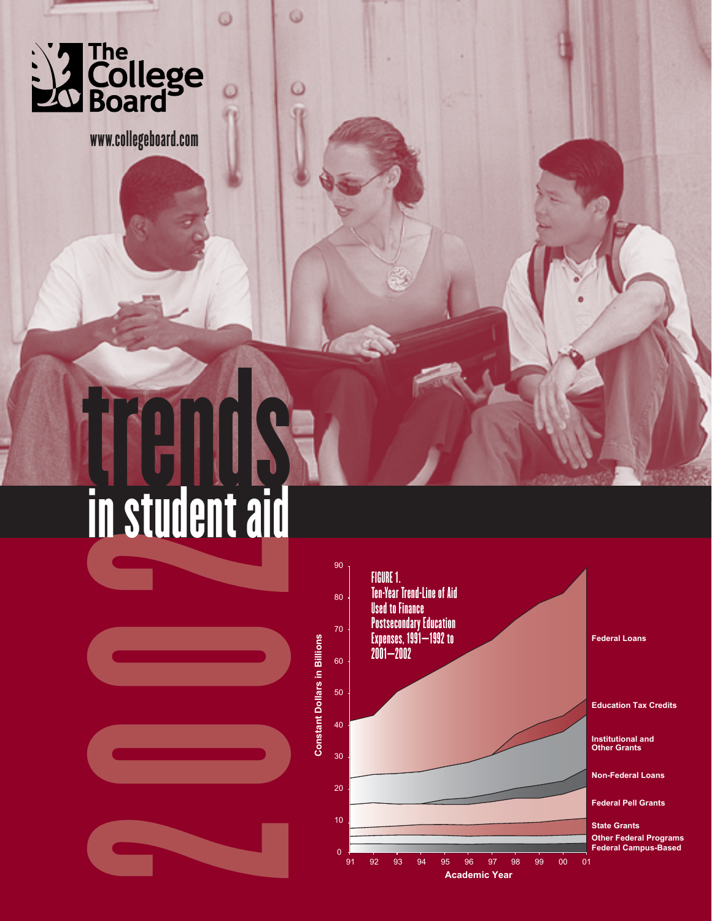The College Board

www.collegeboard.com

# trends in student aid 2002

**FIGURE 1.**
**Ten-Year Trend-Line of Aid Used to Finance Postsecondary Education Expenses, 1991–1992 to 2001–2002**

Constant Dollars in Billions

Academic Year: 91, 92, 93, 94, 95, 96, 97, 98, 99, 00, 01

- Federal Loans
- Education Tax Credits
- Institutional and Other Grants
- Non-Federal Loans
- Federal Pell Grants
- State Grants
- Other Federal Programs
- Federal Campus-Based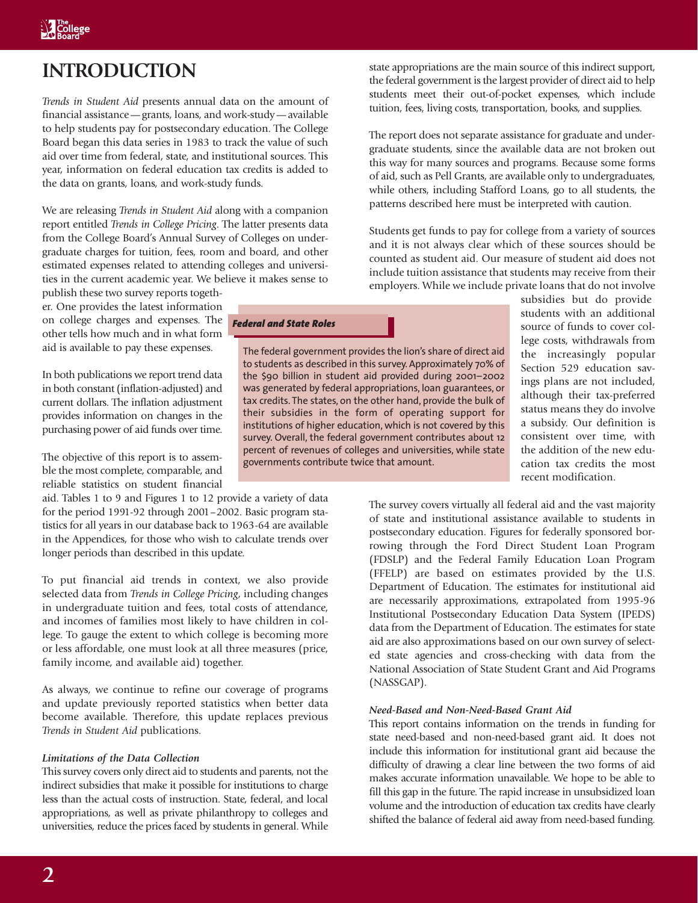# INTRODUCTION

*Trends in Student Aid* presents annual data on the amount of financial assistance — grants, loans, and work-study — available to help students pay for postsecondary education. The College Board began this data series in 1983 to track the value of such aid over time from federal, state, and institutional sources. This year, information on federal education tax credits is added to the data on grants, loans, and work-study funds.

We are releasing *Trends in Student Aid* along with a companion report entitled *Trends in College Pricing*. The latter presents data from the College Board's Annual Survey of Colleges on undergraduate charges for tuition, fees, room and board, and other estimated expenses related to attending colleges and universities in the current academic year. We believe it makes sense to publish these two survey reports together. One provides the latest information on college charges and expenses. The other tells how much and in what form aid is available to pay these expenses.

In both publications we report trend data in both constant (inflation-adjusted) and current dollars. The inflation adjustment provides information on changes in the purchasing power of aid funds over time.

The objective of this report is to assemble the most complete, comparable, and reliable statistics on student financial aid. Tables 1 to 9 and Figures 1 to 12 provide a variety of data for the period 1991-92 through 2001–2002. Basic program statistics for all years in our database back to 1963-64 are available in the Appendices, for those who wish to calculate trends over longer periods than described in this update.

To put financial aid trends in context, we also provide selected data from *Trends in College Pricing*, including changes in undergraduate tuition and fees, total costs of attendance, and incomes of families most likely to have children in college. To gauge the extent to which college is becoming more or less affordable, one must look at all three measures (price, family income, and available aid) together.

As always, we continue to refine our coverage of programs and update previously reported statistics when better data become available. Therefore, this update replaces previous *Trends in Student Aid* publications.

### *Limitations of the Data Collection*

This survey covers only direct aid to students and parents, not the indirect subsidies that make it possible for institutions to charge less than the actual costs of instruction. State, federal, and local appropriations, as well as private philanthropy to colleges and universities, reduce the prices faced by students in general. While state appropriations are the main source of this indirect support, the federal government is the largest provider of direct aid to help students meet their out-of-pocket expenses, which include tuition, fees, living costs, transportation, books, and supplies.

The report does not separate assistance for graduate and undergraduate students, since the available data are not broken out this way for many sources and programs. Because some forms of aid, such as Pell Grants, are available only to undergraduates, while others, including Stafford Loans, go to all students, the patterns described here must be interpreted with caution.

Students get funds to pay for college from a variety of sources and it is not always clear which of these sources should be counted as student aid. Our measure of student aid does not include tuition assistance that students may receive from their employers. While we include private loans that do not involve subsidies but do provide students with an additional source of funds to cover college costs, withdrawals from the increasingly popular Section 529 education savings plans are not included, although their tax-preferred status means they do involve a subsidy. Our definition is consistent over time, with the addition of the new education tax credits the most recent modification.

> ***Federal and State Roles***
>
> The federal government provides the lion's share of direct aid to students as described in this survey. Approximately 70% of the $90 billion in student aid provided during 2001–2002 was generated by federal appropriations, loan guarantees, or tax credits. The states, on the other hand, provide the bulk of their subsidies in the form of operating support for institutions of higher education, which is not covered by this survey. Overall, the federal government contributes about 12 percent of revenues of colleges and universities, while state governments contribute twice that amount.

The survey covers virtually all federal aid and the vast majority of state and institutional assistance available to students in postsecondary education. Figures for federally sponsored borrowing through the Ford Direct Student Loan Program (FDSLP) and the Federal Family Education Loan Program (FFELP) are based on estimates provided by the U.S. Department of Education. The estimates for institutional aid are necessarily approximations, extrapolated from 1995-96 Institutional Postsecondary Education Data System (IPEDS) data from the Department of Education. The estimates for state aid are also approximations based on our own survey of selected state agencies and cross-checking with data from the National Association of State Student Grant and Aid Programs (NASSGAP).

### *Need-Based and Non-Need-Based Grant Aid*

This report contains information on the trends in funding for state need-based and non-need-based grant aid. It does not include this information for institutional grant aid because the difficulty of drawing a clear line between the two forms of aid makes accurate information unavailable. We hope to be able to fill this gap in the future. The rapid increase in unsubsidized loan volume and the introduction of education tax credits have clearly shifted the balance of federal aid away from need-based funding.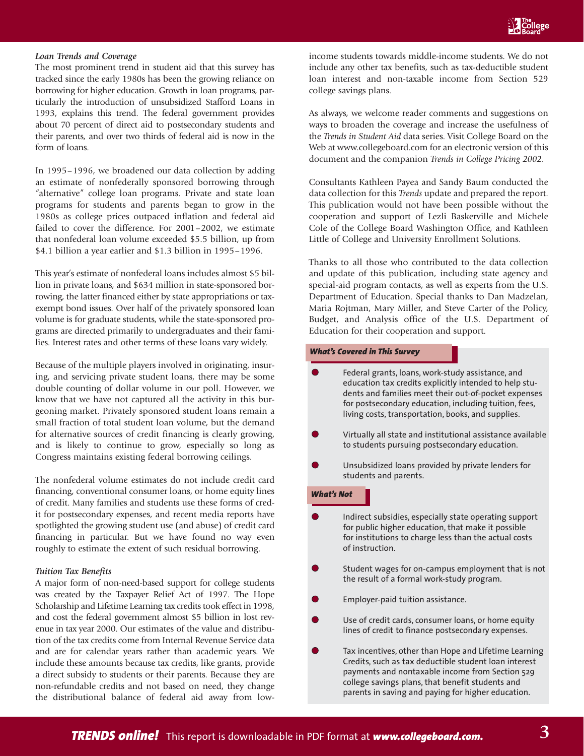### *Loan Trends and Coverage*

The most prominent trend in student aid that this survey has tracked since the early 1980s has been the growing reliance on borrowing for higher education. Growth in loan programs, particularly the introduction of unsubsidized Stafford Loans in 1993, explains this trend. The federal government provides about 70 percent of direct aid to postsecondary students and their parents, and over two thirds of federal aid is now in the form of loans.

In 1995–1996, we broadened our data collection by adding an estimate of nonfederally sponsored borrowing through "alternative" college loan programs. Private and state loan programs for students and parents began to grow in the 1980s as college prices outpaced inflation and federal aid failed to cover the difference. For 2001–2002, we estimate that nonfederal loan volume exceeded $5.5 billion, up from $4.1 billion a year earlier and $1.3 billion in 1995–1996.

This year's estimate of nonfederal loans includes almost $5 billion in private loans, and $634 million in state-sponsored borrowing, the latter financed either by state appropriations or tax-exempt bond issues. Over half of the privately sponsored loan volume is for graduate students, while the state-sponsored programs are directed primarily to undergraduates and their families. Interest rates and other terms of these loans vary widely.

Because of the multiple players involved in originating, insuring, and servicing private student loans, there may be some double counting of dollar volume in our poll. However, we know that we have not captured all the activity in this burgeoning market. Privately sponsored student loans remain a small fraction of total student loan volume, but the demand for alternative sources of credit financing is clearly growing, and is likely to continue to grow, especially so long as Congress maintains existing federal borrowing ceilings.

The nonfederal volume estimates do not include credit card financing, conventional consumer loans, or home equity lines of credit. Many families and students use these forms of credit for postsecondary expenses, and recent media reports have spotlighted the growing student use (and abuse) of credit card financing in particular. But we have found no way even roughly to estimate the extent of such residual borrowing.

### *Tuition Tax Benefits*

A major form of non-need-based support for college students was created by the Taxpayer Relief Act of 1997. The Hope Scholarship and Lifetime Learning tax credits took effect in 1998, and cost the federal government almost $5 billion in lost revenue in tax year 2000. Our estimates of the value and distribution of the tax credits come from Internal Revenue Service data and are for calendar years rather than academic years. We include these amounts because tax credits, like grants, provide a direct subsidy to students or their parents. Because they are non-refundable credits and not based on need, they change the distributional balance of federal aid away from low-income students towards middle-income students. We do not include any other tax benefits, such as tax-deductible student loan interest and non-taxable income from Section 529 college savings plans.

As always, we welcome reader comments and suggestions on ways to broaden the coverage and increase the usefulness of the *Trends in Student Aid* data series. Visit College Board on the Web at www.collegeboard.com for an electronic version of this document and the companion *Trends in College Pricing 2002*.

Consultants Kathleen Payea and Sandy Baum conducted the data collection for this *Trends* update and prepared the report. This publication would not have been possible without the cooperation and support of Lezli Baskerville and Michele Cole of the College Board Washington Office, and Kathleen Little of College and University Enrollment Solutions.

Thanks to all those who contributed to the data collection and update of this publication, including state agency and special-aid program contacts, as well as experts from the U.S. Department of Education. Special thanks to Dan Madzelan, Maria Rojtman, Mary Miller, and Steve Carter of the Policy, Budget, and Analysis office of the U.S. Department of Education for their cooperation and support.

#### *What's Covered in This Survey*

- Federal grants, loans, work-study assistance, and education tax credits explicitly intended to help students and families meet their out-of-pocket expenses for postsecondary education, including tuition, fees, living costs, transportation, books, and supplies.
- Virtually all state and institutional assistance available to students pursuing postsecondary education.
- Unsubsidized loans provided by private lenders for students and parents.

#### *What's Not*

- Indirect subsidies, especially state operating support for public higher education, that make it possible for institutions to charge less than the actual costs of instruction.
- Student wages for on-campus employment that is not the result of a formal work-study program.
- Employer-paid tuition assistance.
- Use of credit cards, consumer loans, or home equity lines of credit to finance postsecondary expenses.
- Tax incentives, other than Hope and Lifetime Learning Credits, such as tax deductible student loan interest payments and nontaxable income from Section 529 college savings plans, that benefit students and parents in saving and paying for higher education.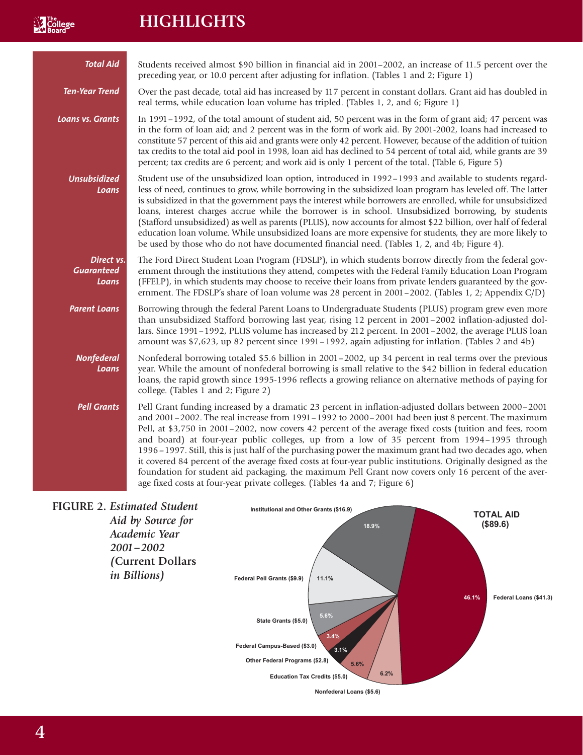# HIGHLIGHTS

***Total Aid*** Students received almost $90 billion in financial aid in 2001–2002, an increase of 11.5 percent over the preceding year, or 10.0 percent after adjusting for inflation. (Tables 1 and 2; Figure 1)

***Ten-Year Trend*** Over the past decade, total aid has increased by 117 percent in constant dollars. Grant aid has doubled in real terms, while education loan volume has tripled. (Tables 1, 2, and 6; Figure 1)

***Loans vs. Grants*** In 1991–1992, of the total amount of student aid, 50 percent was in the form of grant aid; 47 percent was in the form of loan aid; and 2 percent was in the form of work aid. By 2001-2002, loans had increased to constitute 57 percent of this aid and grants were only 42 percent. However, because of the addition of tuition tax credits to the total aid pool in 1998, loan aid has declined to 54 percent of total aid, while grants are 39 percent; tax credits are 6 percent; and work aid is only 1 percent of the total. (Table 6, Figure 5)

***Unsubsidized Loans*** Student use of the unsubsidized loan option, introduced in 1992–1993 and available to students regardless of need, continues to grow, while borrowing in the subsidized loan program has leveled off. The latter is subsidized in that the government pays the interest while borrowers are enrolled, while for unsubsidized loans, interest charges accrue while the borrower is in school. Unsubsidized borrowing, by students (Stafford unsubsidized) as well as parents (PLUS), now accounts for almost $22 billion, over half of federal education loan volume. While unsubsidized loans are more expensive for students, they are more likely to be used by those who do not have documented financial need. (Tables 1, 2, and 4b; Figure 4).

***Direct vs. Guaranteed Loans*** The Ford Direct Student Loan Program (FDSLP), in which students borrow directly from the federal government through the institutions they attend, competes with the Federal Family Education Loan Program (FFELP), in which students may choose to receive their loans from private lenders guaranteed by the government. The FDSLP's share of loan volume was 28 percent in 2001–2002. (Tables 1, 2; Appendix C/D)

***Parent Loans*** Borrowing through the federal Parent Loans to Undergraduate Students (PLUS) program grew even more than unsubsidized Stafford borrowing last year, rising 12 percent in 2001–2002 inflation-adjusted dollars. Since 1991–1992, PLUS volume has increased by 212 percent. In 2001–2002, the average PLUS loan amount was $7,623, up 82 percent since 1991–1992, again adjusting for inflation. (Tables 2 and 4b)

***Nonfederal Loans*** Nonfederal borrowing totaled $5.6 billion in 2001–2002, up 34 percent in real terms over the previous year. While the amount of nonfederal borrowing is small relative to the $42 billion in federal education loans, the rapid growth since 1995-1996 reflects a growing reliance on alternative methods of paying for college. (Tables 1 and 2; Figure 2)

***Pell Grants*** Pell Grant funding increased by a dramatic 23 percent in inflation-adjusted dollars between 2000–2001 and 2001–2002. The real increase from 1991–1992 to 2000–2001 had been just 8 percent. The maximum Pell, at $3,750 in 2001–2002, now covers 42 percent of the average fixed costs (tuition and fees, room and board) at four-year public colleges, up from a low of 35 percent from 1994–1995 through 1996–1997. Still, this is just half of the purchasing power the maximum grant had two decades ago, when it covered 84 percent of the average fixed costs at four-year public institutions. Originally designed as the foundation for student aid packaging, the maximum Pell Grant now covers only 16 percent of the average fixed costs at four-year private colleges. (Tables 4a and 7; Figure 6)

**FIGURE 2.** *Estimated Student Aid by Source for Academic Year 2001–2002 (Current Dollars in Billions)*

**TOTAL AID ($89.6)**

| Source | Amount | Share |
|---|---|---|
| Federal Loans | $41.3 | 46.1% |
| Nonfederal Loans | $5.6 | 6.2% |
| Education Tax Credits | $5.0 | 5.6% |
| Other Federal Programs | $2.8 | 3.1% |
| Federal Campus-Based | $3.0 | 3.4% |
| State Grants | $5.0 | 5.6% |
| Federal Pell Grants | $9.9 | 11.1% |
| Institutional and Other Grants | $16.9 | 18.9% |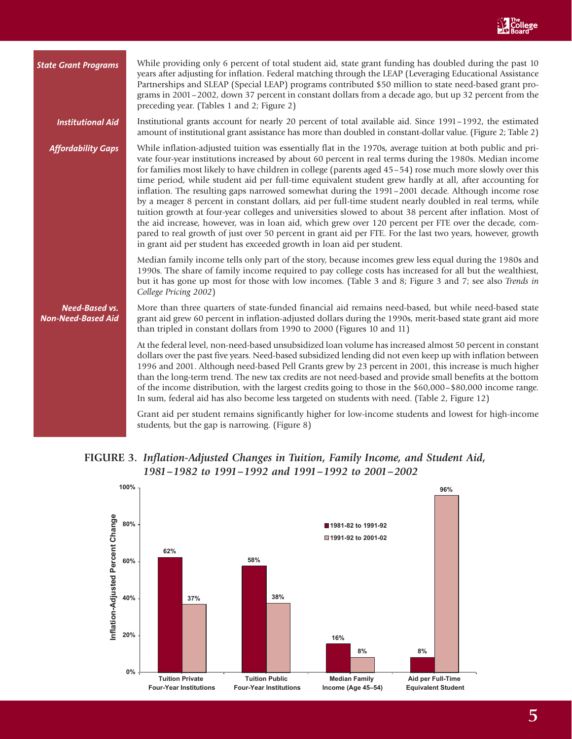**State Grant Programs**

While providing only 6 percent of total student aid, state grant funding has doubled during the past 10 years after adjusting for inflation. Federal matching through the LEAP (Leveraging Educational Assistance Partnerships and SLEAP (Special LEAP) programs contributed $50 million to state need-based grant programs in 2001–2002, down 37 percent in constant dollars from a decade ago, but up 32 percent from the preceding year. (Tables 1 and 2; Figure 2)

**Institutional Aid**

Institutional grants account for nearly 20 percent of total available aid. Since 1991–1992, the estimated amount of institutional grant assistance has more than doubled in constant-dollar value. (Figure 2; Table 2)

**Affordability Gaps**

While inflation-adjusted tuition was essentially flat in the 1970s, average tuition at both public and private four-year institutions increased by about 60 percent in real terms during the 1980s. Median income for families most likely to have children in college (parents aged 45–54) rose much more slowly over this time period, while student aid per full-time equivalent student grew hardly at all, after accounting for inflation. The resulting gaps narrowed somewhat during the 1991–2001 decade. Although income rose by a meager 8 percent in constant dollars, aid per full-time student nearly doubled in real terms, while tuition growth at four-year colleges and universities slowed to about 38 percent after inflation. Most of the aid increase, however, was in loan aid, which grew over 120 percent per FTE over the decade, compared to real growth of just over 50 percent in grant aid per FTE. For the last two years, however, growth in grant aid per student has exceeded growth in loan aid per student.

Median family income tells only part of the story, because incomes grew less equal during the 1980s and 1990s. The share of family income required to pay college costs has increased for all but the wealthiest, but it has gone up most for those with low incomes. (Table 3 and 8; Figure 3 and 7; see also *Trends in College Pricing 2002*)

**Need-Based vs. Non-Need-Based Aid**

More than three quarters of state-funded financial aid remains need-based, but while need-based state grant aid grew 60 percent in inflation-adjusted dollars during the 1990s, merit-based state grant aid more than tripled in constant dollars from 1990 to 2000 (Figures 10 and 11)

At the federal level, non-need-based unsubsidized loan volume has increased almost 50 percent in constant dollars over the past five years. Need-based subsidized lending did not even keep up with inflation between 1996 and 2001. Although need-based Pell Grants grew by 23 percent in 2001, this increase is much higher than the long-term trend. The new tax credits are not need-based and provide small benefits at the bottom of the income distribution, with the largest credits going to those in the $60,000–$80,000 income range. In sum, federal aid has also become less targeted on students with need. (Table 2, Figure 12)

Grant aid per student remains significantly higher for low-income students and lowest for high-income students, but the gap is narrowing. (Figure 8)

**FIGURE 3.** *Inflation-Adjusted Changes in Tuition, Family Income, and Student Aid, 1981–1982 to 1991–1992 and 1991–1992 to 2001–2002*

| Inflation-Adjusted Percent Change | 1981-82 to 1991-92 | 1991-92 to 2001-02 |
| --- | --- | --- |
| Tuition Private Four-Year Institutions | 62% | 37% |
| Tuition Public Four-Year Institutions | 58% | 38% |
| Median Family Income (Age 45–54) | 16% | 8% |
| Aid per Full-Time Equivalent Student | 8% | 96% |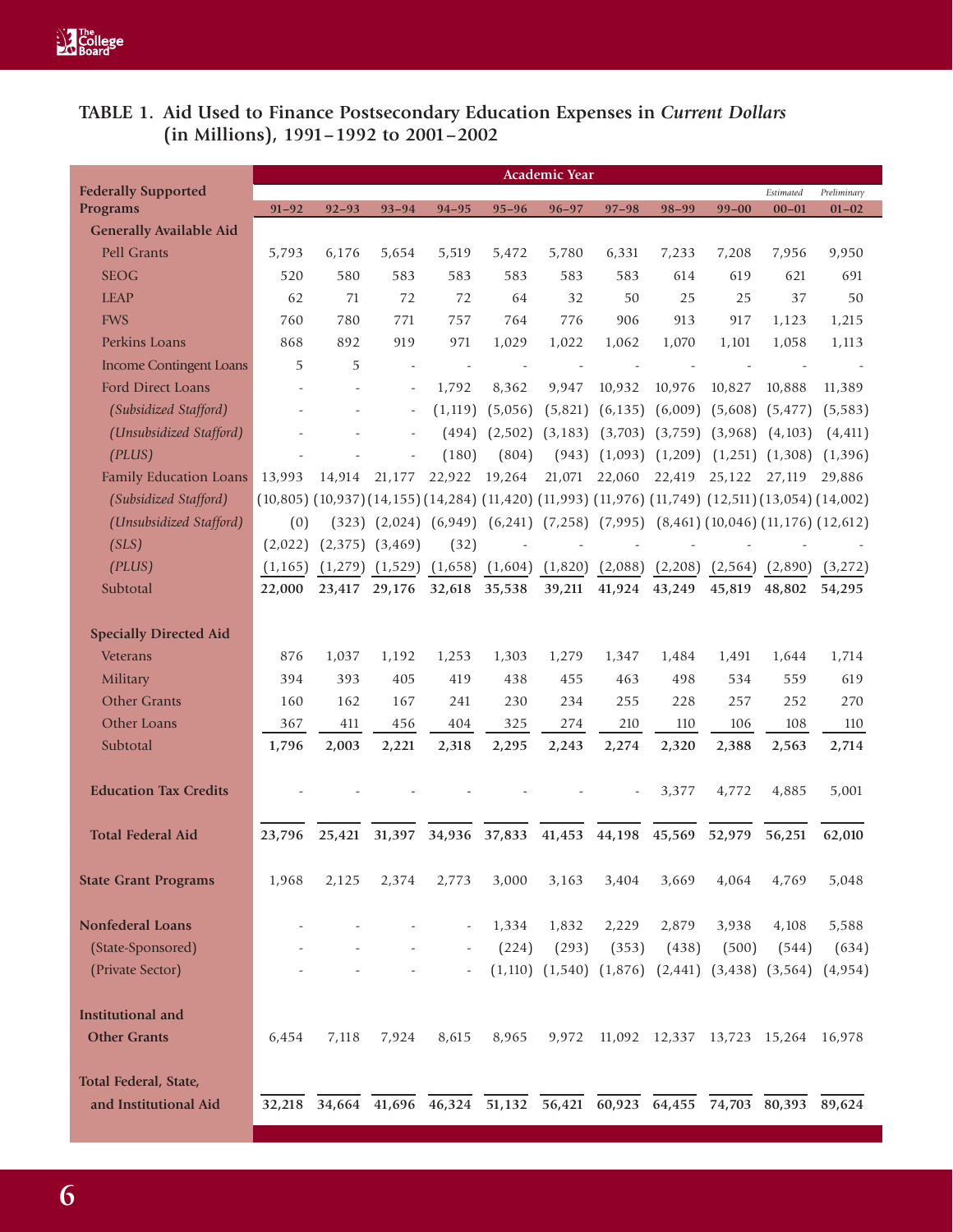## TABLE 1. Aid Used to Finance Postsecondary Education Expenses in *Current Dollars* (in Millions), 1991–1992 to 2001–2002

| Federally Supported Programs | Academic Year | | | | | | | | | | |
|---|---|---|---|---|---|---|---|---|---|---|---|
| | 91–92 | 92–93 | 93–94 | 94–95 | 95–96 | 96–97 | 97–98 | 98–99 | 99–00 | *Estimated* 00–01 | *Preliminary* 01–02 |
| **Generally Available Aid** | | | | | | | | | | | |
| Pell Grants | 5,793 | 6,176 | 5,654 | 5,519 | 5,472 | 5,780 | 6,331 | 7,233 | 7,208 | 7,956 | 9,950 |
| SEOG | 520 | 580 | 583 | 583 | 583 | 583 | 583 | 614 | 619 | 621 | 691 |
| LEAP | 62 | 71 | 72 | 72 | 64 | 32 | 50 | 25 | 25 | 37 | 50 |
| FWS | 760 | 780 | 771 | 757 | 764 | 776 | 906 | 913 | 917 | 1,123 | 1,215 |
| Perkins Loans | 868 | 892 | 919 | 971 | 1,029 | 1,022 | 1,062 | 1,070 | 1,101 | 1,058 | 1,113 |
| Income Contingent Loans | 5 | 5 | - | - | - | - | - | - | - | - | - |
| Ford Direct Loans | - | - | - | 1,792 | 8,362 | 9,947 | 10,932 | 10,976 | 10,827 | 10,888 | 11,389 |
| *(Subsidized Stafford)* | - | - | - | (1,119) | (5,056) | (5,821) | (6,135) | (6,009) | (5,608) | (5,477) | (5,583) |
| *(Unsubsidized Stafford)* | - | - | - | (494) | (2,502) | (3,183) | (3,703) | (3,759) | (3,968) | (4,103) | (4,411) |
| *(PLUS)* | - | - | - | (180) | (804) | (943) | (1,093) | (1,209) | (1,251) | (1,308) | (1,396) |
| Family Education Loans | 13,993 | 14,914 | 21,177 | 22,922 | 19,264 | 21,071 | 22,060 | 22,419 | 25,122 | 27,119 | 29,886 |
| *(Subsidized Stafford)* | (10,805) | (10,937) | (14,155) | (14,284) | (11,420) | (11,993) | (11,976) | (11,749) | (12,511) | (13,054) | (14,002) |
| *(Unsubsidized Stafford)* | (0) | (323) | (2,024) | (6,949) | (6,241) | (7,258) | (7,995) | (8,461) | (10,046) | (11,176) | (12,612) |
| *(SLS)* | (2,022) | (2,375) | (3,469) | (32) | - | - | - | - | - | - | - |
| *(PLUS)* | (1,165) | (1,279) | (1,529) | (1,658) | (1,604) | (1,820) | (2,088) | (2,208) | (2,564) | (2,890) | (3,272) |
| Subtotal | **22,000** | **23,417** | **29,176** | **32,618** | **35,538** | **39,211** | **41,924** | **43,249** | **45,819** | **48,802** | **54,295** |
| **Specially Directed Aid** | | | | | | | | | | | |
| Veterans | 876 | 1,037 | 1,192 | 1,253 | 1,303 | 1,279 | 1,347 | 1,484 | 1,491 | 1,644 | 1,714 |
| Military | 394 | 393 | 405 | 419 | 438 | 455 | 463 | 498 | 534 | 559 | 619 |
| Other Grants | 160 | 162 | 167 | 241 | 230 | 234 | 255 | 228 | 257 | 252 | 270 |
| Other Loans | 367 | 411 | 456 | 404 | 325 | 274 | 210 | 110 | 106 | 108 | 110 |
| Subtotal | **1,796** | **2,003** | **2,221** | **2,318** | **2,295** | **2,243** | **2,274** | **2,320** | **2,388** | **2,563** | **2,714** |
| **Education Tax Credits** | - | - | - | - | - | - | - | 3,377 | 4,772 | 4,885 | 5,001 |
| **Total Federal Aid** | **23,796** | **25,421** | **31,397** | **34,936** | **37,833** | **41,453** | **44,198** | **45,569** | **52,979** | **56,251** | **62,010** |
| **State Grant Programs** | 1,968 | 2,125 | 2,374 | 2,773 | 3,000 | 3,163 | 3,404 | 3,669 | 4,064 | 4,769 | 5,048 |
| **Nonfederal Loans** | - | - | - | - | 1,334 | 1,832 | 2,229 | 2,879 | 3,938 | 4,108 | 5,588 |
| (State-Sponsored) | - | - | - | - | (224) | (293) | (353) | (438) | (500) | (544) | (634) |
| (Private Sector) | - | - | - | - | (1,110) | (1,540) | (1,876) | (2,441) | (3,438) | (3,564) | (4,954) |
| **Institutional and Other Grants** | 6,454 | 7,118 | 7,924 | 8,615 | 8,965 | 9,972 | 11,092 | 12,337 | 13,723 | 15,264 | 16,978 |
| **Total Federal, State, and Institutional Aid** | **32,218** | **34,664** | **41,696** | **46,324** | **51,132** | **56,421** | **60,923** | **64,455** | **74,703** | **80,393** | **89,624** |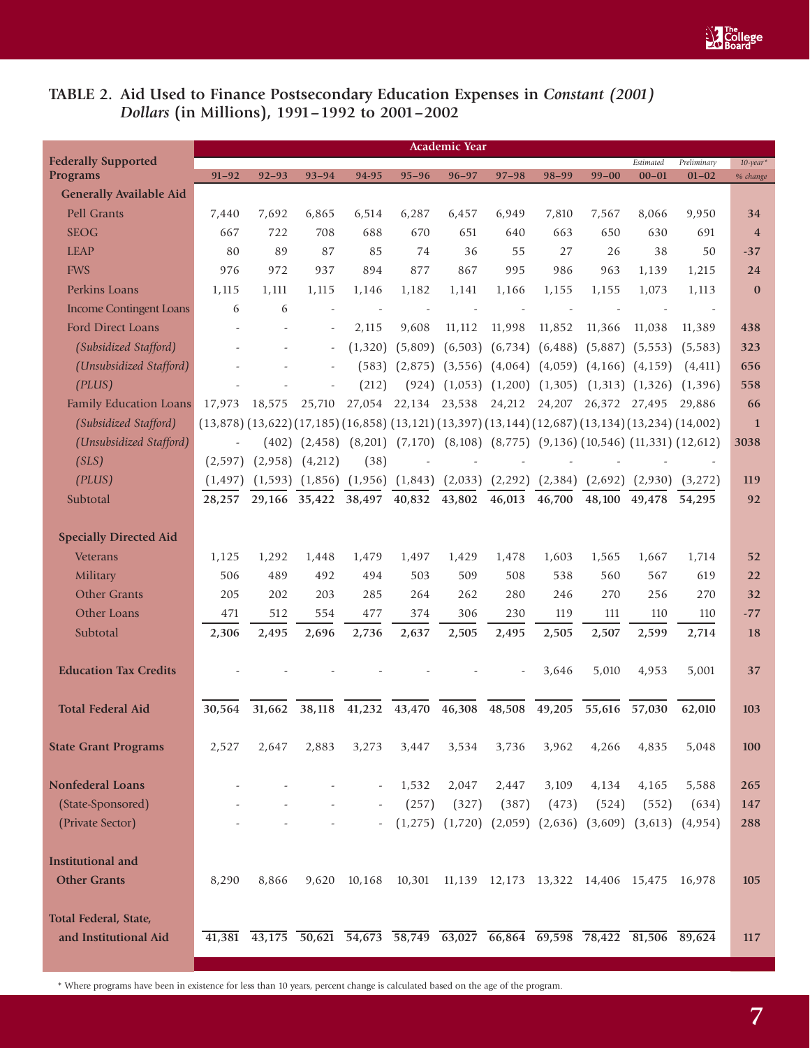## TABLE 2. Aid Used to Finance Postsecondary Education Expenses in *Constant (2001) Dollars* (in Millions), 1991–1992 to 2001–2002

| Federally Supported Programs | 91–92 | 92–93 | 93–94 | 94-95 | 95–96 | 96–97 | 97–98 | 98–99 | 99–00 | *Estimated* 00–01 | *Preliminary* 01–02 | *10-year\* % change* |
|---|---|---|---|---|---|---|---|---|---|---|---|---|
| **Generally Available Aid** | | | | | | | | | | | | |
| Pell Grants | 7,440 | 7,692 | 6,865 | 6,514 | 6,287 | 6,457 | 6,949 | 7,810 | 7,567 | 8,066 | 9,950 | 34 |
| SEOG | 667 | 722 | 708 | 688 | 670 | 651 | 640 | 663 | 650 | 630 | 691 | 4 |
| LEAP | 80 | 89 | 87 | 85 | 74 | 36 | 55 | 27 | 26 | 38 | 50 | -37 |
| FWS | 976 | 972 | 937 | 894 | 877 | 867 | 995 | 986 | 963 | 1,139 | 1,215 | 24 |
| Perkins Loans | 1,115 | 1,111 | 1,115 | 1,146 | 1,182 | 1,141 | 1,166 | 1,155 | 1,155 | 1,073 | 1,113 | 0 |
| Income Contingent Loans | 6 | 6 | - | - | - | - | - | - | - | - | - | |
| Ford Direct Loans | - | - | - | 2,115 | 9,608 | 11,112 | 11,998 | 11,852 | 11,366 | 11,038 | 11,389 | 438 |
| *(Subsidized Stafford)* | - | - | - | (1,320) | (5,809) | (6,503) | (6,734) | (6,488) | (5,887) | (5,553) | (5,583) | 323 |
| *(Unsubsidized Stafford)* | - | - | - | (583) | (2,875) | (3,556) | (4,064) | (4,059) | (4,166) | (4,159) | (4,411) | 656 |
| *(PLUS)* | - | - | - | (212) | (924) | (1,053) | (1,200) | (1,305) | (1,313) | (1,326) | (1,396) | 558 |
| Family Education Loans | 17,973 | 18,575 | 25,710 | 27,054 | 22,134 | 23,538 | 24,212 | 24,207 | 26,372 | 27,495 | 29,886 | 66 |
| *(Subsidized Stafford)* | (13,878) | (13,622) | (17,185) | (16,858) | (13,121) | (13,397) | (13,144) | (12,687) | (13,134) | (13,234) | (14,002) | 1 |
| *(Unsubsidized Stafford)* | - | (402) | (2,458) | (8,201) | (7,170) | (8,108) | (8,775) | (9,136) | (10,546) | (11,331) | (12,612) | 3038 |
| *(SLS)* | (2,597) | (2,958) | (4,212) | (38) | - | - | - | - | - | - | - | |
| *(PLUS)* | (1,497) | (1,593) | (1,856) | (1,956) | (1,843) | (2,033) | (2,292) | (2,384) | (2,692) | (2,930) | (3,272) | 119 |
| Subtotal | **28,257** | **29,166** | **35,422** | **38,497** | **40,832** | **43,802** | **46,013** | **46,700** | **48,100** | **49,478** | **54,295** | 92 |
| **Specially Directed Aid** | | | | | | | | | | | | |
| Veterans | 1,125 | 1,292 | 1,448 | 1,479 | 1,497 | 1,429 | 1,478 | 1,603 | 1,565 | 1,667 | 1,714 | 52 |
| Military | 506 | 489 | 492 | 494 | 503 | 509 | 508 | 538 | 560 | 567 | 619 | 22 |
| Other Grants | 205 | 202 | 203 | 285 | 264 | 262 | 280 | 246 | 270 | 256 | 270 | 32 |
| Other Loans | 471 | 512 | 554 | 477 | 374 | 306 | 230 | 119 | 111 | 110 | 110 | -77 |
| Subtotal | **2,306** | **2,495** | **2,696** | **2,736** | **2,637** | **2,505** | **2,495** | **2,505** | **2,507** | **2,599** | **2,714** | 18 |
| **Education Tax Credits** | - | - | - | - | - | - | - | 3,646 | 5,010 | 4,953 | 5,001 | 37 |
| **Total Federal Aid** | **30,564** | **31,662** | **38,118** | **41,232** | **43,470** | **46,308** | **48,508** | **49,205** | **55,616** | **57,030** | **62,010** | 103 |
| **State Grant Programs** | 2,527 | 2,647 | 2,883 | 3,273 | 3,447 | 3,534 | 3,736 | 3,962 | 4,266 | 4,835 | 5,048 | 100 |
| **Nonfederal Loans** | - | - | - | - | 1,532 | 2,047 | 2,447 | 3,109 | 4,134 | 4,165 | 5,588 | 265 |
| (State-Sponsored) | - | - | - | - | (257) | (327) | (387) | (473) | (524) | (552) | (634) | 147 |
| (Private Sector) | - | - | - | - | (1,275) | (1,720) | (2,059) | (2,636) | (3,609) | (3,613) | (4,954) | 288 |
| **Institutional and Other Grants** | 8,290 | 8,866 | 9,620 | 10,168 | 10,301 | 11,139 | 12,173 | 13,322 | 14,406 | 15,475 | 16,978 | 105 |
| **Total Federal, State, and Institutional Aid** | **41,381** | **43,175** | **50,621** | **54,673** | **58,749** | **63,027** | **66,864** | **69,598** | **78,422** | **81,506** | **89,624** | 117 |

\* Where programs have been in existence for less than 10 years, percent change is calculated based on the age of the program.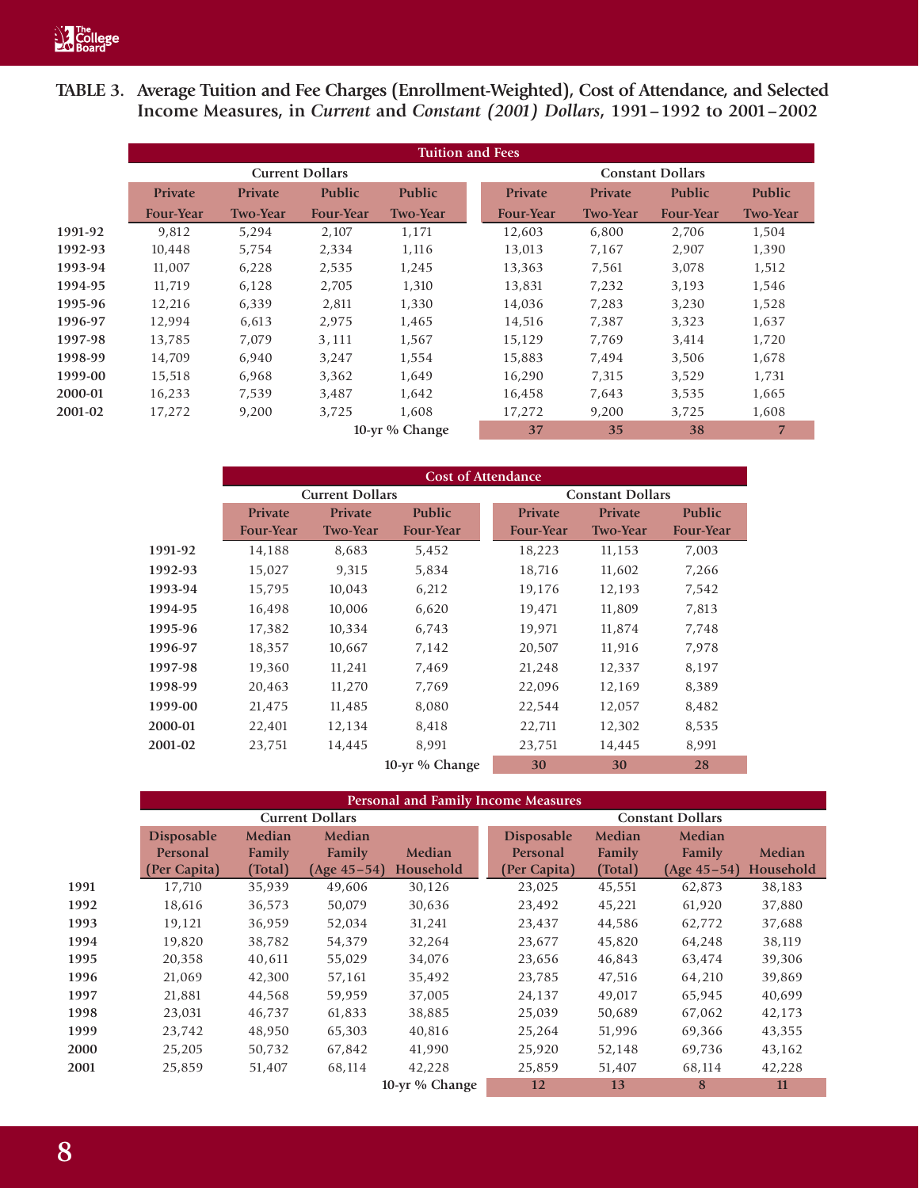**TABLE 3. Average Tuition and Fee Charges (Enrollment-Weighted), Cost of Attendance, and Selected Income Measures, in *Current* and *Constant (2001) Dollars*, 1991–1992 to 2001–2002**

| | Tuition and Fees | | | | | | | |
|---|---|---|---|---|---|---|---|---|
| | Current Dollars | | | | Constant Dollars | | | |
| | Private Four-Year | Private Two-Year | Public Four-Year | Public Two-Year | Private Four-Year | Private Two-Year | Public Four-Year | Public Two-Year |
| **1991-92** | 9,812 | 5,294 | 2,107 | 1,171 | 12,603 | 6,800 | 2,706 | 1,504 |
| **1992-93** | 10,448 | 5,754 | 2,334 | 1,116 | 13,013 | 7,167 | 2,907 | 1,390 |
| **1993-94** | 11,007 | 6,228 | 2,535 | 1,245 | 13,363 | 7,561 | 3,078 | 1,512 |
| **1994-95** | 11,719 | 6,128 | 2,705 | 1,310 | 13,831 | 7,232 | 3,193 | 1,546 |
| **1995-96** | 12,216 | 6,339 | 2,811 | 1,330 | 14,036 | 7,283 | 3,230 | 1,528 |
| **1996-97** | 12,994 | 6,613 | 2,975 | 1,465 | 14,516 | 7,387 | 3,323 | 1,637 |
| **1997-98** | 13,785 | 7,079 | 3,111 | 1,567 | 15,129 | 7,769 | 3,414 | 1,720 |
| **1998-99** | 14,709 | 6,940 | 3,247 | 1,554 | 15,883 | 7,494 | 3,506 | 1,678 |
| **1999-00** | 15,518 | 6,968 | 3,362 | 1,649 | 16,290 | 7,315 | 3,529 | 1,731 |
| **2000-01** | 16,233 | 7,539 | 3,487 | 1,642 | 16,458 | 7,643 | 3,535 | 1,665 |
| **2001-02** | 17,272 | 9,200 | 3,725 | 1,608 | 17,272 | 9,200 | 3,725 | 1,608 |
| | | | | **10-yr % Change** | **37** | **35** | **38** | **7** |

| | Cost of Attendance | | | | | |
|---|---|---|---|---|---|---|
| | Current Dollars | | | Constant Dollars | | |
| | Private Four-Year | Private Two-Year | Public Four-Year | Private Four-Year | Private Two-Year | Public Four-Year |
| **1991-92** | 14,188 | 8,683 | 5,452 | 18,223 | 11,153 | 7,003 |
| **1992-93** | 15,027 | 9,315 | 5,834 | 18,716 | 11,602 | 7,266 |
| **1993-94** | 15,795 | 10,043 | 6,212 | 19,176 | 12,193 | 7,542 |
| **1994-95** | 16,498 | 10,006 | 6,620 | 19,471 | 11,809 | 7,813 |
| **1995-96** | 17,382 | 10,334 | 6,743 | 19,971 | 11,874 | 7,748 |
| **1996-97** | 18,357 | 10,667 | 7,142 | 20,507 | 11,916 | 7,978 |
| **1997-98** | 19,360 | 11,241 | 7,469 | 21,248 | 12,337 | 8,197 |
| **1998-99** | 20,463 | 11,270 | 7,769 | 22,096 | 12,169 | 8,389 |
| **1999-00** | 21,475 | 11,485 | 8,080 | 22,544 | 12,057 | 8,482 |
| **2000-01** | 22,401 | 12,134 | 8,418 | 22,711 | 12,302 | 8,535 |
| **2001-02** | 23,751 | 14,445 | 8,991 | 23,751 | 14,445 | 8,991 |
| | | | **10-yr % Change** | **30** | **30** | **28** |

| | Personal and Family Income Measures | | | | | | | |
|---|---|---|---|---|---|---|---|---|
| | Current Dollars | | | | Constant Dollars | | | |
| | Disposable Personal (Per Capita) | Median Family (Total) | Median Family (Age 45–54) | Median Household | Disposable Personal (Per Capita) | Median Family (Total) | Median Family (Age 45–54) | Median Household |
| **1991** | 17,710 | 35,939 | 49,606 | 30,126 | 23,025 | 45,551 | 62,873 | 38,183 |
| **1992** | 18,616 | 36,573 | 50,079 | 30,636 | 23,492 | 45,221 | 61,920 | 37,880 |
| **1993** | 19,121 | 36,959 | 52,034 | 31,241 | 23,437 | 44,586 | 62,772 | 37,688 |
| **1994** | 19,820 | 38,782 | 54,379 | 32,264 | 23,677 | 45,820 | 64,248 | 38,119 |
| **1995** | 20,358 | 40,611 | 55,029 | 34,076 | 23,656 | 46,843 | 63,474 | 39,306 |
| **1996** | 21,069 | 42,300 | 57,161 | 35,492 | 23,785 | 47,516 | 64,210 | 39,869 |
| **1997** | 21,881 | 44,568 | 59,959 | 37,005 | 24,137 | 49,017 | 65,945 | 40,699 |
| **1998** | 23,031 | 46,737 | 61,833 | 38,885 | 25,039 | 50,689 | 67,062 | 42,173 |
| **1999** | 23,742 | 48,950 | 65,303 | 40,816 | 25,264 | 51,996 | 69,366 | 43,355 |
| **2000** | 25,205 | 50,732 | 67,842 | 41,990 | 25,920 | 52,148 | 69,736 | 43,162 |
| **2001** | 25,859 | 51,407 | 68,114 | 42,228 | 25,859 | 51,407 | 68,114 | 42,228 |
| | | | | **10-yr % Change** | **12** | **13** | **8** | **11** |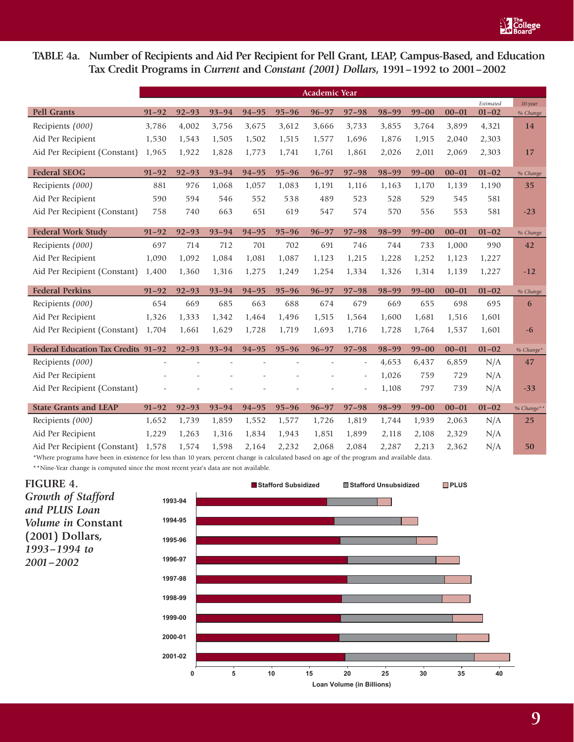## TABLE 4a. Number of Recipients and Aid Per Recipient for Pell Grant, LEAP, Campus-Based, and Education Tax Credit Programs in *Current* and *Constant (2001) Dollars*, 1991–1992 to 2001–2002

| | Academic Year | | | | | | | | | | | |
|---|---|---|---|---|---|---|---|---|---|---|---|---|
| **Pell Grants** | 91–92 | 92–93 | 93–94 | 94–95 | 95–96 | 96–97 | 97–98 | 98–99 | 99–00 | 00–01 | *Estimated* 01–02 | *10-year % Change* |
| Recipients *(000)* | 3,786 | 4,002 | 3,756 | 3,675 | 3,612 | 3,666 | 3,733 | 3,855 | 3,764 | 3,899 | 4,321 | **14** |
| Aid Per Recipient | 1,530 | 1,543 | 1,505 | 1,502 | 1,515 | 1,577 | 1,696 | 1,876 | 1,915 | 2,040 | 2,303 | |
| Aid Per Recipient (Constant) | 1,965 | 1,922 | 1,828 | 1,773 | 1,741 | 1,761 | 1,861 | 2,026 | 2,011 | 2,069 | 2,303 | **17** |
| **Federal SEOG** | 91–92 | 92–93 | 93–94 | 94–95 | 95–96 | 96–97 | 97–98 | 98–99 | 99–00 | 00–01 | 01–02 | *% Change* |
| Recipients *(000)* | 881 | 976 | 1,068 | 1,057 | 1,083 | 1,191 | 1,116 | 1,163 | 1,170 | 1,139 | 1,190 | **35** |
| Aid Per Recipient | 590 | 594 | 546 | 552 | 538 | 489 | 523 | 528 | 529 | 545 | 581 | |
| Aid Per Recipient (Constant) | 758 | 740 | 663 | 651 | 619 | 547 | 574 | 570 | 556 | 553 | 581 | **-23** |
| **Federal Work Study** | 91–92 | 92–93 | 93–94 | 94–95 | 95–96 | 96–97 | 97–98 | 98–99 | 99–00 | 00–01 | 01–02 | *% Change* |
| Recipients *(000)* | 697 | 714 | 712 | 701 | 702 | 691 | 746 | 744 | 733 | 1,000 | 990 | **42** |
| Aid Per Recipient | 1,090 | 1,092 | 1,084 | 1,081 | 1,087 | 1,123 | 1,215 | 1,228 | 1,252 | 1,123 | 1,227 | |
| Aid Per Recipient (Constant) | 1,400 | 1,360 | 1,316 | 1,275 | 1,249 | 1,254 | 1,334 | 1,326 | 1,314 | 1,139 | 1,227 | **-12** |
| **Federal Perkins** | 91–92 | 92–93 | 93–94 | 94–95 | 95–96 | 96–97 | 97–98 | 98–99 | 99–00 | 00–01 | 01–02 | *% Change* |
| Recipients *(000)* | 654 | 669 | 685 | 663 | 688 | 674 | 679 | 669 | 655 | 698 | 695 | **6** |
| Aid Per Recipient | 1,326 | 1,333 | 1,342 | 1,464 | 1,496 | 1,515 | 1,564 | 1,600 | 1,681 | 1,516 | 1,601 | |
| Aid Per Recipient (Constant) | 1,704 | 1,661 | 1,629 | 1,728 | 1,719 | 1,693 | 1,716 | 1,728 | 1,764 | 1,537 | 1,601 | **-6** |
| **Federal Education Tax Credits** | 91–92 | 92–93 | 93–94 | 94–95 | 95–96 | 96–97 | 97–98 | 98–99 | 99–00 | 00–01 | 01–02 | *% Change** |
| Recipients *(000)* | - | - | - | - | - | - | - | 4,653 | 6,437 | 6,859 | N/A | **47** |
| Aid Per Recipient | - | - | - | - | - | - | - | 1,026 | 759 | 729 | N/A | |
| Aid Per Recipient (Constant) | - | - | - | - | - | - | - | 1,108 | 797 | 739 | N/A | **-33** |
| **State Grants and LEAP** | 91–92 | 92–93 | 93–94 | 94–95 | 95–96 | 96–97 | 97–98 | 98–99 | 99–00 | 00–01 | 01–02 | *% Change*** |
| Recipients *(000)* | 1,652 | 1,739 | 1,859 | 1,552 | 1,577 | 1,726 | 1,819 | 1,744 | 1,939 | 2,063 | N/A | **25** |
| Aid Per Recipient | 1,229 | 1,263 | 1,316 | 1,834 | 1,943 | 1,851 | 1,899 | 2,118 | 2,108 | 2,329 | N/A | |
| Aid Per Recipient (Constant) | 1,578 | 1,574 | 1,598 | 2,164 | 2,232 | 2,068 | 2,084 | 2,287 | 2,213 | 2,362 | N/A | **50** |

*Where programs have been in existence for less than 10 years, percent change is calculated based on age of the program and available data.

**Nine-Year change is computed since the most recent year's data are not available.

**FIGURE 4.** *Growth of Stafford and PLUS Loan Volume in* Constant (2001) Dollars, *1993–1994 to 2001–2002*

Stafford Subsidized | Stafford Unsubsidized | PLUS

Years: 1993-94, 1994-95, 1995-96, 1996-97, 1997-98, 1998-99, 1999-00, 2000-01, 2001-02

Loan Volume (in Billions): 0, 5, 10, 15, 20, 25, 30, 35, 40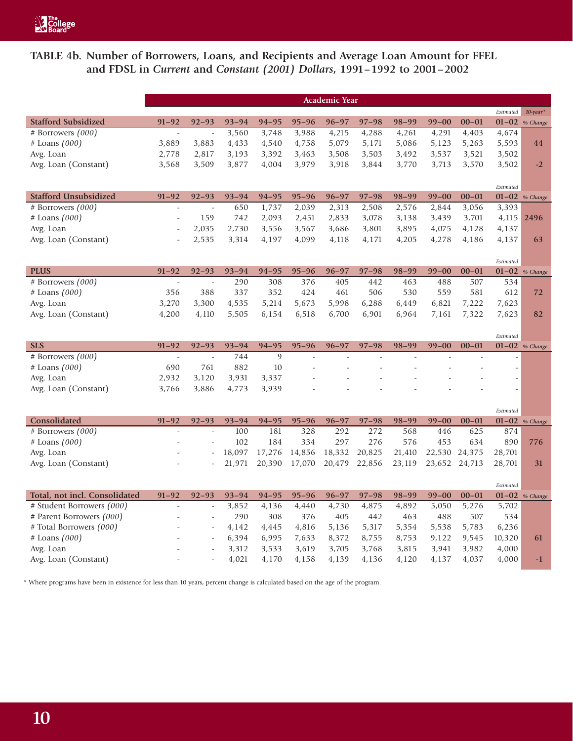## TABLE 4b. Number of Borrowers, Loans, and Recipients and Average Loan Amount for FFEL and FDSL in *Current* and *Constant (2001) Dollars*, 1991–1992 to 2001–2002

| | Academic Year | | | | | | | | | | | |
|---|---|---|---|---|---|---|---|---|---|---|---|---|
| | | | | | | | | | | | *Estimated* | *10-year\** |
| **Stafford Subsidized** | **91–92** | **92–93** | **93–94** | **94–95** | **95–96** | **96–97** | **97–98** | **98–99** | **99–00** | **00–01** | **01–02** | *% Change* |
| # Borrowers *(000)* | - | - | 3,560 | 3,748 | 3,988 | 4,215 | 4,288 | 4,261 | 4,291 | 4,403 | 4,674 | |
| # Loans *(000)* | 3,889 | 3,883 | 4,433 | 4,540 | 4,758 | 5,079 | 5,171 | 5,086 | 5,123 | 5,263 | 5,593 | 44 |
| Avg. Loan | 2,778 | 2,817 | 3,193 | 3,392 | 3,463 | 3,508 | 3,503 | 3,492 | 3,537 | 3,521 | 3,502 | |
| Avg. Loan (Constant) | 3,568 | 3,509 | 3,877 | 4,004 | 3,979 | 3,918 | 3,844 | 3,770 | 3,713 | 3,570 | 3,502 | -2 |
| | | | | | | | | | | | *Estimated* | |
| **Stafford Unsubsidized** | **91–92** | **92–93** | **93–94** | **94–95** | **95–96** | **96–97** | **97–98** | **98–99** | **99–00** | **00–01** | **01–02** | *% Change* |
| # Borrowers *(000)* | - | - | 650 | 1,737 | 2,039 | 2,313 | 2,508 | 2,576 | 2,844 | 3,056 | 3,393 | |
| # Loans *(000)* | - | 159 | 742 | 2,093 | 2,451 | 2,833 | 3,078 | 3,138 | 3,439 | 3,701 | 4,115 | 2496 |
| Avg. Loan | - | 2,035 | 2,730 | 3,556 | 3,567 | 3,686 | 3,801 | 3,895 | 4,075 | 4,128 | 4,137 | |
| Avg. Loan (Constant) | - | 2,535 | 3,314 | 4,197 | 4,099 | 4,118 | 4,171 | 4,205 | 4,278 | 4,186 | 4,137 | 63 |
| | | | | | | | | | | | *Estimated* | |
| **PLUS** | **91–92** | **92–93** | **93–94** | **94–95** | **95–96** | **96–97** | **97–98** | **98–99** | **99–00** | **00–01** | **01–02** | *% Change* |
| # Borrowers *(000)* | - | - | 290 | 308 | 376 | 405 | 442 | 463 | 488 | 507 | 534 | |
| # Loans *(000)* | 356 | 388 | 337 | 352 | 424 | 461 | 506 | 530 | 559 | 581 | 612 | 72 |
| Avg. Loan | 3,270 | 3,300 | 4,535 | 5,214 | 5,673 | 5,998 | 6,288 | 6,449 | 6,821 | 7,222 | 7,623 | |
| Avg. Loan (Constant) | 4,200 | 4,110 | 5,505 | 6,154 | 6,518 | 6,700 | 6,901 | 6,964 | 7,161 | 7,322 | 7,623 | 82 |
| | | | | | | | | | | | *Estimated* | |
| **SLS** | **91–92** | **92–93** | **93–94** | **94–95** | **95–96** | **96–97** | **97–98** | **98–99** | **99–00** | **00–01** | **01–02** | *% Change* |
| # Borrowers *(000)* | - | - | 744 | 9 | - | - | - | - | - | - | - | |
| # Loans *(000)* | 690 | 761 | 882 | 10 | - | - | - | - | - | - | - | |
| Avg. Loan | 2,932 | 3,120 | 3,931 | 3,337 | - | - | - | - | - | - | - | |
| Avg. Loan (Constant) | 3,766 | 3,886 | 4,773 | 3,939 | - | - | - | - | - | - | - | |
| | | | | | | | | | | | *Estimated* | |
| **Consolidated** | **91–92** | **92–93** | **93–94** | **94–95** | **95–96** | **96–97** | **97–98** | **98–99** | **99–00** | **00–01** | **01–02** | *% Change* |
| # Borrowers *(000)* | - | - | 100 | 181 | 328 | 292 | 272 | 568 | 446 | 625 | 874 | |
| # Loans *(000)* | - | - | 102 | 184 | 334 | 297 | 276 | 576 | 453 | 634 | 890 | 776 |
| Avg. Loan | - | - | 18,097 | 17,276 | 14,856 | 18,332 | 20,825 | 21,410 | 22,530 | 24,375 | 28,701 | |
| Avg. Loan (Constant) | - | - | 21,971 | 20,390 | 17,070 | 20,479 | 22,856 | 23,119 | 23,652 | 24,713 | 28,701 | 31 |
| | | | | | | | | | | | *Estimated* | |
| **Total, not incl. Consolidated** | **91–92** | **92–93** | **93–94** | **94–95** | **95–96** | **96–97** | **97–98** | **98–99** | **99–00** | **00–01** | **01–02** | *% Change* |
| # Student Borrowers *(000)* | - | - | 3,852 | 4,136 | 4,440 | 4,730 | 4,875 | 4,892 | 5,050 | 5,276 | 5,702 | |
| # Parent Borrowers *(000)* | - | - | 290 | 308 | 376 | 405 | 442 | 463 | 488 | 507 | 534 | |
| # Total Borrowers *(000)* | - | - | 4,142 | 4,445 | 4,816 | 5,136 | 5,317 | 5,354 | 5,538 | 5,783 | 6,236 | |
| # Loans *(000)* | - | - | 6,394 | 6,995 | 7,633 | 8,372 | 8,755 | 8,753 | 9,122 | 9,545 | 10,320 | 61 |
| Avg. Loan | - | - | 3,312 | 3,533 | 3,619 | 3,705 | 3,768 | 3,815 | 3,941 | 3,982 | 4,000 | |
| Avg. Loan (Constant) | - | - | 4,021 | 4,170 | 4,158 | 4,139 | 4,136 | 4,120 | 4,137 | 4,037 | 4,000 | -1 |

\* Where programs have been in existence for less than 10 years, percent change is calculated based on the age of the program.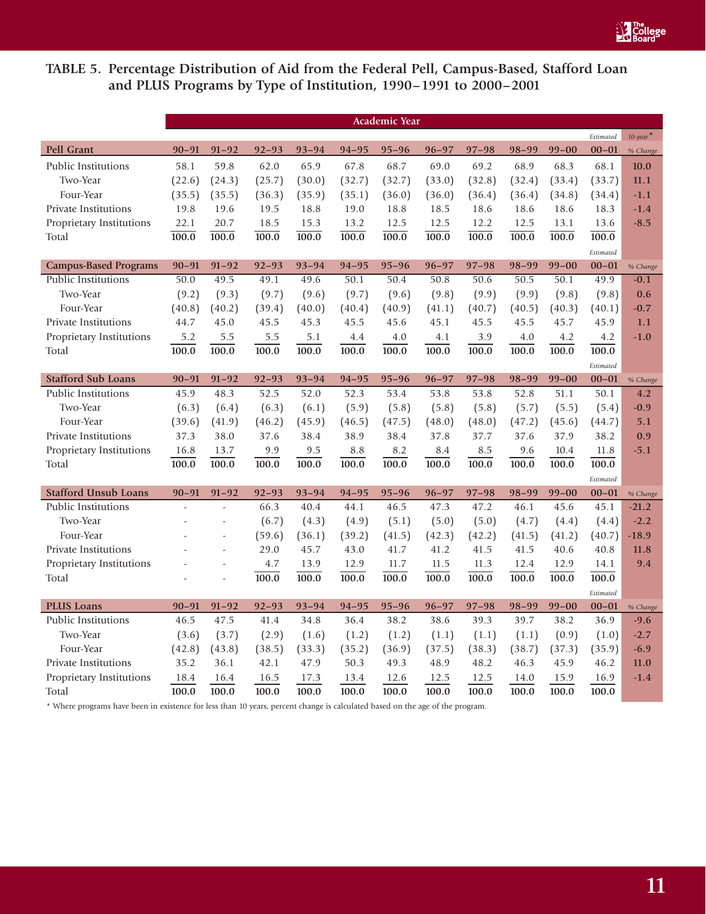# TABLE 5. Percentage Distribution of Aid from the Federal Pell, Campus-Based, Stafford Loan and PLUS Programs by Type of Institution, 1990–1991 to 2000–2001

| | Academic Year | | | | | | | | | | | |
|---|---|---|---|---|---|---|---|---|---|---|---|---|
| | | | | | | | | | | | *Estimated* | *10-year** |
| **Pell Grant** | **90–91** | **91–92** | **92–93** | **93–94** | **94–95** | **95–96** | **96–97** | **97–98** | **98–99** | **99–00** | **00–01** | *% Change* |
| Public Institutions | 58.1 | 59.8 | 62.0 | 65.9 | 67.8 | 68.7 | 69.0 | 69.2 | 68.9 | 68.3 | 68.1 | **10.0** |
| Two-Year | (22.6) | (24.3) | (25.7) | (30.0) | (32.7) | (32.7) | (33.0) | (32.8) | (32.4) | (33.4) | (33.7) | **11.1** |
| Four-Year | (35.5) | (35.5) | (36.3) | (35.9) | (35.1) | (36.0) | (36.0) | (36.4) | (36.4) | (34.8) | (34.4) | **-1.1** |
| Private Institutions | 19.8 | 19.6 | 19.5 | 18.8 | 19.0 | 18.8 | 18.5 | 18.6 | 18.6 | 18.6 | 18.3 | **-1.4** |
| Proprietary Institutions | 22.1 | 20.7 | 18.5 | 15.3 | 13.2 | 12.5 | 12.5 | 12.2 | 12.5 | 13.1 | 13.6 | **-8.5** |
| Total | **100.0** | **100.0** | **100.0** | **100.0** | **100.0** | **100.0** | **100.0** | **100.0** | **100.0** | **100.0** | **100.0** | |
| | | | | | | | | | | | *Estimated* | |
| **Campus-Based Programs** | **90–91** | **91–92** | **92–93** | **93–94** | **94–95** | **95–96** | **96–97** | **97–98** | **98–99** | **99–00** | **00–01** | *% Change* |
| Public Institutions | 50.0 | 49.5 | 49.1 | 49.6 | 50.1 | 50.4 | 50.8 | 50.6 | 50.5 | 50.1 | 49.9 | **-0.1** |
| Two-Year | (9.2) | (9.3) | (9.7) | (9.6) | (9.7) | (9.6) | (9.8) | (9.9) | (9.9) | (9.8) | (9.8) | **0.6** |
| Four-Year | (40.8) | (40.2) | (39.4) | (40.0) | (40.4) | (40.9) | (41.1) | (40.7) | (40.5) | (40.3) | (40.1) | **-0.7** |
| Private Institutions | 44.7 | 45.0 | 45.5 | 45.3 | 45.5 | 45.6 | 45.1 | 45.5 | 45.5 | 45.7 | 45.9 | **1.1** |
| Proprietary Institutions | 5.2 | 5.5 | 5.5 | 5.1 | 4.4 | 4.0 | 4.1 | 3.9 | 4.0 | 4.2 | 4.2 | **-1.0** |
| Total | **100.0** | **100.0** | **100.0** | **100.0** | **100.0** | **100.0** | **100.0** | **100.0** | **100.0** | **100.0** | **100.0** | |
| | | | | | | | | | | | *Estimated* | |
| **Stafford Sub Loans** | **90–91** | **91–92** | **92–93** | **93–94** | **94–95** | **95–96** | **96–97** | **97–98** | **98–99** | **99–00** | **00–01** | *% Change* |
| Public Institutions | 45.9 | 48.3 | 52.5 | 52.0 | 52.3 | 53.4 | 53.8 | 53.8 | 52.8 | 51.1 | 50.1 | **4.2** |
| Two-Year | (6.3) | (6.4) | (6.3) | (6.1) | (5.9) | (5.8) | (5.8) | (5.8) | (5.7) | (5.5) | (5.4) | **-0.9** |
| Four-Year | (39.6) | (41.9) | (46.2) | (45.9) | (46.5) | (47.5) | (48.0) | (48.0) | (47.2) | (45.6) | (44.7) | **5.1** |
| Private Institutions | 37.3 | 38.0 | 37.6 | 38.4 | 38.9 | 38.4 | 37.8 | 37.7 | 37.6 | 37.9 | 38.2 | **0.9** |
| Proprietary Institutions | 16.8 | 13.7 | 9.9 | 9.5 | 8.8 | 8.2 | 8.4 | 8.5 | 9.6 | 10.4 | 11.8 | **-5.1** |
| Total | **100.0** | **100.0** | **100.0** | **100.0** | **100.0** | **100.0** | **100.0** | **100.0** | **100.0** | **100.0** | **100.0** | |
| | | | | | | | | | | | *Estimated* | |
| **Stafford Unsub Loans** | **90–91** | **91–92** | **92–93** | **93–94** | **94–95** | **95–96** | **96–97** | **97–98** | **98–99** | **99–00** | **00–01** | *% Change* |
| Public Institutions | - | - | 66.3 | 40.4 | 44.1 | 46.5 | 47.3 | 47.2 | 46.1 | 45.6 | 45.1 | **-21.2** |
| Two-Year | - | - | (6.7) | (4.3) | (4.9) | (5.1) | (5.0) | (5.0) | (4.7) | (4.4) | (4.4) | **-2.2** |
| Four-Year | - | - | (59.6) | (36.1) | (39.2) | (41.5) | (42.3) | (42.2) | (41.5) | (41.2) | (40.7) | **-18.9** |
| Private Institutions | - | - | 29.0 | 45.7 | 43.0 | 41.7 | 41.2 | 41.5 | 41.5 | 40.6 | 40.8 | **11.8** |
| Proprietary Institutions | - | - | 4.7 | 13.9 | 12.9 | 11.7 | 11.5 | 11.3 | 12.4 | 12.9 | 14.1 | **9.4** |
| Total | - | - | **100.0** | **100.0** | **100.0** | **100.0** | **100.0** | **100.0** | **100.0** | **100.0** | **100.0** | |
| | | | | | | | | | | | *Estimated* | |
| **PLUS Loans** | **90–91** | **91–92** | **92–93** | **93–94** | **94–95** | **95–96** | **96–97** | **97–98** | **98–99** | **99–00** | **00–01** | *% Change* |
| Public Institutions | 46.5 | 47.5 | 41.4 | 34.8 | 36.4 | 38.2 | 38.6 | 39.3 | 39.7 | 38.2 | 36.9 | **-9.6** |
| Two-Year | (3.6) | (3.7) | (2.9) | (1.6) | (1.2) | (1.2) | (1.1) | (1.1) | (1.1) | (0.9) | (1.0) | **-2.7** |
| Four-Year | (42.8) | (43.8) | (38.5) | (33.3) | (35.2) | (36.9) | (37.5) | (38.3) | (38.7) | (37.3) | (35.9) | **-6.9** |
| Private Institutions | 35.2 | 36.1 | 42.1 | 47.9 | 50.3 | 49.3 | 48.9 | 48.2 | 46.3 | 45.9 | 46.2 | **11.0** |
| Proprietary Institutions | 18.4 | 16.4 | 16.5 | 17.3 | 13.4 | 12.6 | 12.5 | 12.5 | 14.0 | 15.9 | 16.9 | **-1.4** |
| Total | **100.0** | **100.0** | **100.0** | **100.0** | **100.0** | **100.0** | **100.0** | **100.0** | **100.0** | **100.0** | **100.0** | |

* Where programs have been in existence for less than 10 years, percent change is calculated based on the age of the program.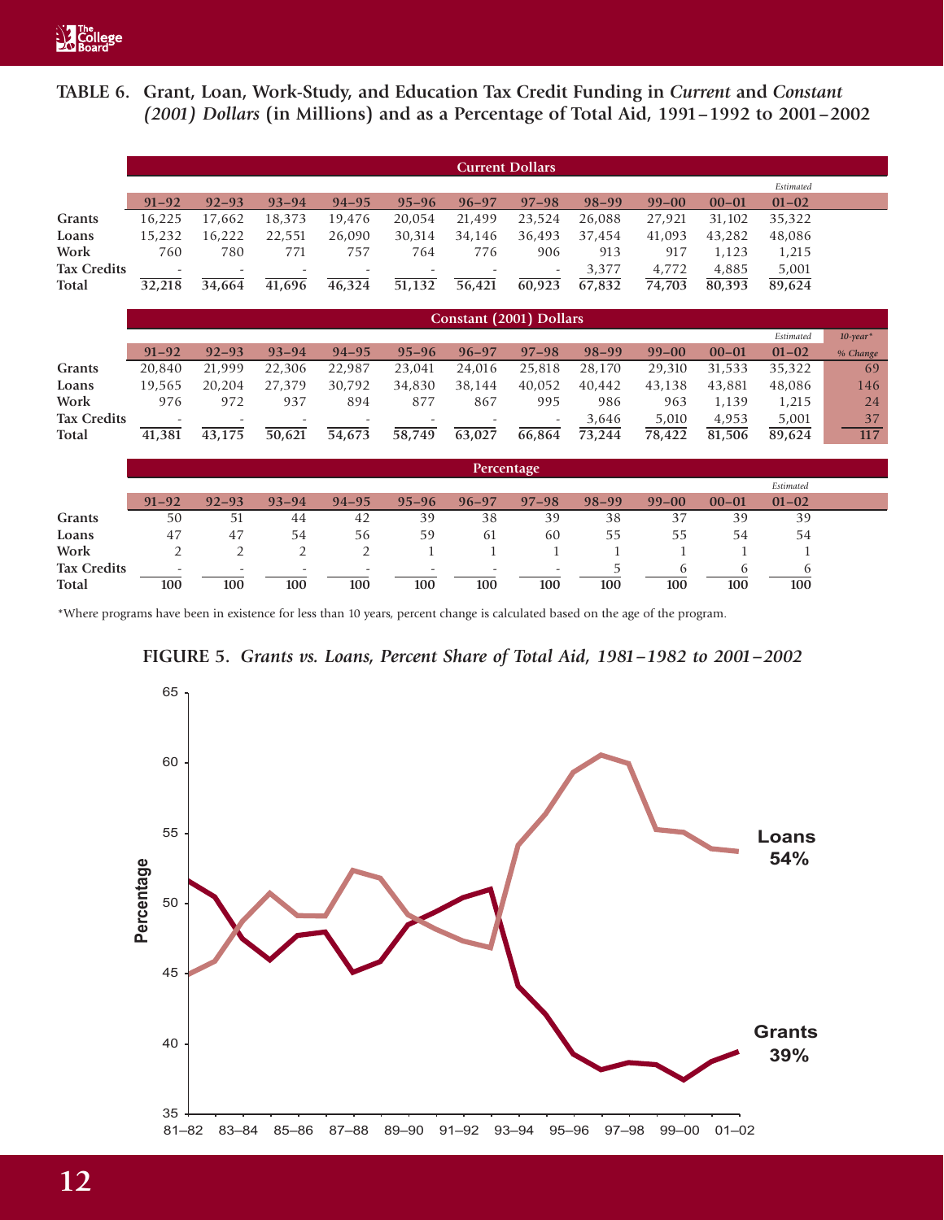**TABLE 6. Grant, Loan, Work-Study, and Education Tax Credit Funding in *Current* and *Constant (2001) Dollars* (in Millions) and as a Percentage of Total Aid, 1991–1992 to 2001–2002**

| | Current Dollars | | | | | | | | | | |
|---|---|---|---|---|---|---|---|---|---|---|---|
| | 91–92 | 92–93 | 93–94 | 94–95 | 95–96 | 96–97 | 97–98 | 98–99 | 99–00 | 00–01 | 01–02 *Estimated* |
| **Grants** | 16,225 | 17,662 | 18,373 | 19,476 | 20,054 | 21,499 | 23,524 | 26,088 | 27,921 | 31,102 | 35,322 |
| **Loans** | 15,232 | 16,222 | 22,551 | 26,090 | 30,314 | 34,146 | 36,493 | 37,454 | 41,093 | 43,282 | 48,086 |
| **Work** | 760 | 780 | 771 | 757 | 764 | 776 | 906 | 913 | 917 | 1,123 | 1,215 |
| **Tax Credits** | - | - | - | - | - | - | - | 3,377 | 4,772 | 4,885 | 5,001 |
| **Total** | 32,218 | 34,664 | 41,696 | 46,324 | 51,132 | 56,421 | 60,923 | 67,832 | 74,703 | 80,393 | 89,624 |

| | Constant (2001) Dollars | | | | | | | | | | | |
|---|---|---|---|---|---|---|---|---|---|---|---|---|
| | 91–92 | 92–93 | 93–94 | 94–95 | 95–96 | 96–97 | 97–98 | 98–99 | 99–00 | 00–01 | 01–02 *Estimated* | *10-year\* % Change* |
| **Grants** | 20,840 | 21,999 | 22,306 | 22,987 | 23,041 | 24,016 | 25,818 | 28,170 | 29,310 | 31,533 | 35,322 | 69 |
| **Loans** | 19,565 | 20,204 | 27,379 | 30,792 | 34,830 | 38,144 | 40,052 | 40,442 | 43,138 | 43,881 | 48,086 | 146 |
| **Work** | 976 | 972 | 937 | 894 | 877 | 867 | 995 | 986 | 963 | 1,139 | 1,215 | 24 |
| **Tax Credits** | - | - | - | - | - | - | - | 3,646 | 5,010 | 4,953 | 5,001 | 37 |
| **Total** | 41,381 | 43,175 | 50,621 | 54,673 | 58,749 | 63,027 | 66,864 | 73,244 | 78,422 | 81,506 | 89,624 | 117 |

| | Percentage | | | | | | | | | | |
|---|---|---|---|---|---|---|---|---|---|---|---|
| | 91–92 | 92–93 | 93–94 | 94–95 | 95–96 | 96–97 | 97–98 | 98–99 | 99–00 | 00–01 | 01–02 *Estimated* |
| **Grants** | 50 | 51 | 44 | 42 | 39 | 38 | 39 | 38 | 37 | 39 | 39 |
| **Loans** | 47 | 47 | 54 | 56 | 59 | 61 | 60 | 55 | 55 | 54 | 54 |
| **Work** | 2 | 2 | 2 | 2 | 1 | 1 | 1 | 1 | 1 | 1 | 1 |
| **Tax Credits** | - | - | - | - | - | - | - | 5 | 6 | 6 | 6 |
| **Total** | 100 | 100 | 100 | 100 | 100 | 100 | 100 | 100 | 100 | 100 | 100 |

\*Where programs have been in existence for less than 10 years, percent change is calculated based on the age of the program.

**FIGURE 5.** ***Grants vs. Loans, Percent Share of Total Aid, 1981–1982 to 2001–2002***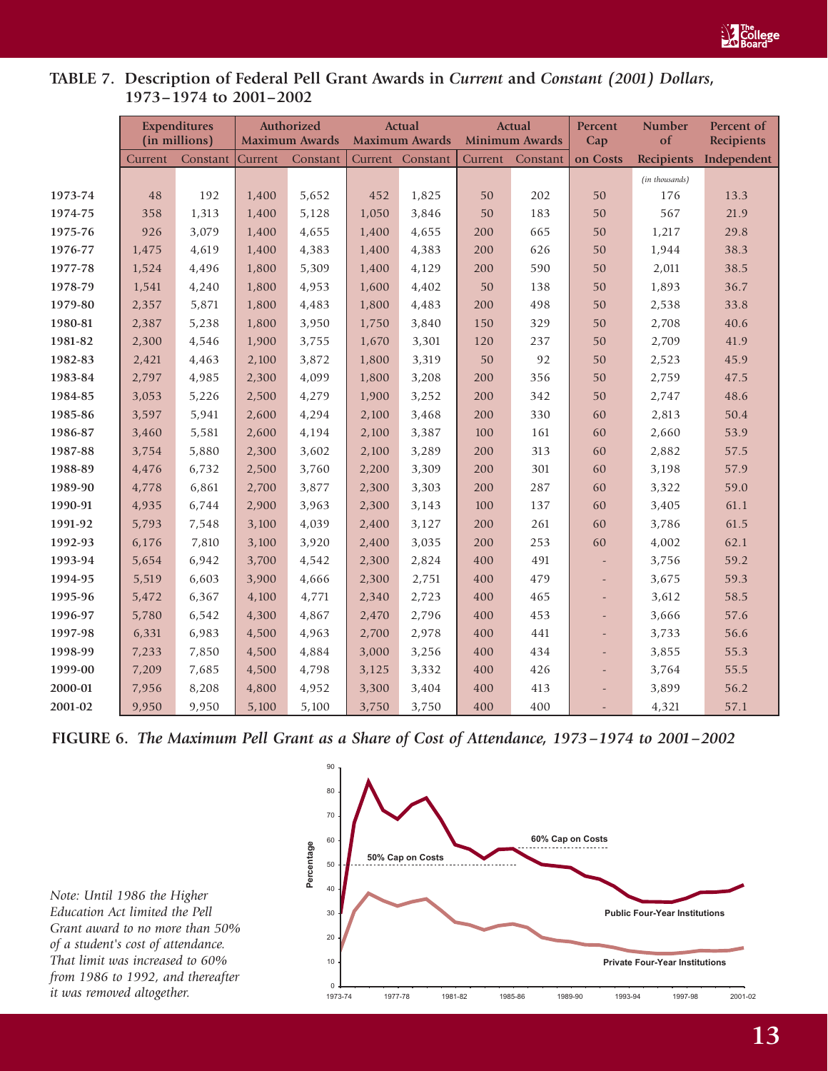## TABLE 7. Description of Federal Pell Grant Awards in *Current* and *Constant (2001) Dollars*, 1973–1974 to 2001–2002

| | Expenditures (in millions) | | Authorized Maximum Awards | | Actual Maximum Awards | | Actual Minimum Awards | | Percent Cap | Number of | Percent of Recipients |
|---|---|---|---|---|---|---|---|---|---|---|---|
| | Current | Constant | Current | Constant | Current | Constant | Current | Constant | on Costs | Recipients | Independent |
| | | | | | | | | | | *(in thousands)* | |
| 1973-74 | 48 | 192 | 1,400 | 5,652 | 452 | 1,825 | 50 | 202 | 50 | 176 | 13.3 |
| 1974-75 | 358 | 1,313 | 1,400 | 5,128 | 1,050 | 3,846 | 50 | 183 | 50 | 567 | 21.9 |
| 1975-76 | 926 | 3,079 | 1,400 | 4,655 | 1,400 | 4,655 | 200 | 665 | 50 | 1,217 | 29.8 |
| 1976-77 | 1,475 | 4,619 | 1,400 | 4,383 | 1,400 | 4,383 | 200 | 626 | 50 | 1,944 | 38.3 |
| 1977-78 | 1,524 | 4,496 | 1,800 | 5,309 | 1,400 | 4,129 | 200 | 590 | 50 | 2,011 | 38.5 |
| 1978-79 | 1,541 | 4,240 | 1,800 | 4,953 | 1,600 | 4,402 | 50 | 138 | 50 | 1,893 | 36.7 |
| 1979-80 | 2,357 | 5,871 | 1,800 | 4,483 | 1,800 | 4,483 | 200 | 498 | 50 | 2,538 | 33.8 |
| 1980-81 | 2,387 | 5,238 | 1,800 | 3,950 | 1,750 | 3,840 | 150 | 329 | 50 | 2,708 | 40.6 |
| 1981-82 | 2,300 | 4,546 | 1,900 | 3,755 | 1,670 | 3,301 | 120 | 237 | 50 | 2,709 | 41.9 |
| 1982-83 | 2,421 | 4,463 | 2,100 | 3,872 | 1,800 | 3,319 | 50 | 92 | 50 | 2,523 | 45.9 |
| 1983-84 | 2,797 | 4,985 | 2,300 | 4,099 | 1,800 | 3,208 | 200 | 356 | 50 | 2,759 | 47.5 |
| 1984-85 | 3,053 | 5,226 | 2,500 | 4,279 | 1,900 | 3,252 | 200 | 342 | 50 | 2,747 | 48.6 |
| 1985-86 | 3,597 | 5,941 | 2,600 | 4,294 | 2,100 | 3,468 | 200 | 330 | 60 | 2,813 | 50.4 |
| 1986-87 | 3,460 | 5,581 | 2,600 | 4,194 | 2,100 | 3,387 | 100 | 161 | 60 | 2,660 | 53.9 |
| 1987-88 | 3,754 | 5,880 | 2,300 | 3,602 | 2,100 | 3,289 | 200 | 313 | 60 | 2,882 | 57.5 |
| 1988-89 | 4,476 | 6,732 | 2,500 | 3,760 | 2,200 | 3,309 | 200 | 301 | 60 | 3,198 | 57.9 |
| 1989-90 | 4,778 | 6,861 | 2,700 | 3,877 | 2,300 | 3,303 | 200 | 287 | 60 | 3,322 | 59.0 |
| 1990-91 | 4,935 | 6,744 | 2,900 | 3,963 | 2,300 | 3,143 | 100 | 137 | 60 | 3,405 | 61.1 |
| 1991-92 | 5,793 | 7,548 | 3,100 | 4,039 | 2,400 | 3,127 | 200 | 261 | 60 | 3,786 | 61.5 |
| 1992-93 | 6,176 | 7,810 | 3,100 | 3,920 | 2,400 | 3,035 | 200 | 253 | 60 | 4,002 | 62.1 |
| 1993-94 | 5,654 | 6,942 | 3,700 | 4,542 | 2,300 | 2,824 | 400 | 491 | - | 3,756 | 59.2 |
| 1994-95 | 5,519 | 6,603 | 3,900 | 4,666 | 2,300 | 2,751 | 400 | 479 | - | 3,675 | 59.3 |
| 1995-96 | 5,472 | 6,367 | 4,100 | 4,771 | 2,340 | 2,723 | 400 | 465 | - | 3,612 | 58.5 |
| 1996-97 | 5,780 | 6,542 | 4,300 | 4,867 | 2,470 | 2,796 | 400 | 453 | - | 3,666 | 57.6 |
| 1997-98 | 6,331 | 6,983 | 4,500 | 4,963 | 2,700 | 2,978 | 400 | 441 | - | 3,733 | 56.6 |
| 1998-99 | 7,233 | 7,850 | 4,500 | 4,884 | 3,000 | 3,256 | 400 | 434 | - | 3,855 | 55.3 |
| 1999-00 | 7,209 | 7,685 | 4,500 | 4,798 | 3,125 | 3,332 | 400 | 426 | - | 3,764 | 55.5 |
| 2000-01 | 7,956 | 8,208 | 4,800 | 4,952 | 3,300 | 3,404 | 400 | 413 | - | 3,899 | 56.2 |
| 2001-02 | 9,950 | 9,950 | 5,100 | 5,100 | 3,750 | 3,750 | 400 | 400 | - | 4,321 | 57.1 |

## FIGURE 6. *The Maximum Pell Grant as a Share of Cost of Attendance, 1973–1974 to 2001–2002*

*Note: Until 1986 the Higher Education Act limited the Pell Grant award to no more than 50% of a student's cost of attendance. That limit was increased to 60% from 1986 to 1992, and thereafter it was removed altogether.*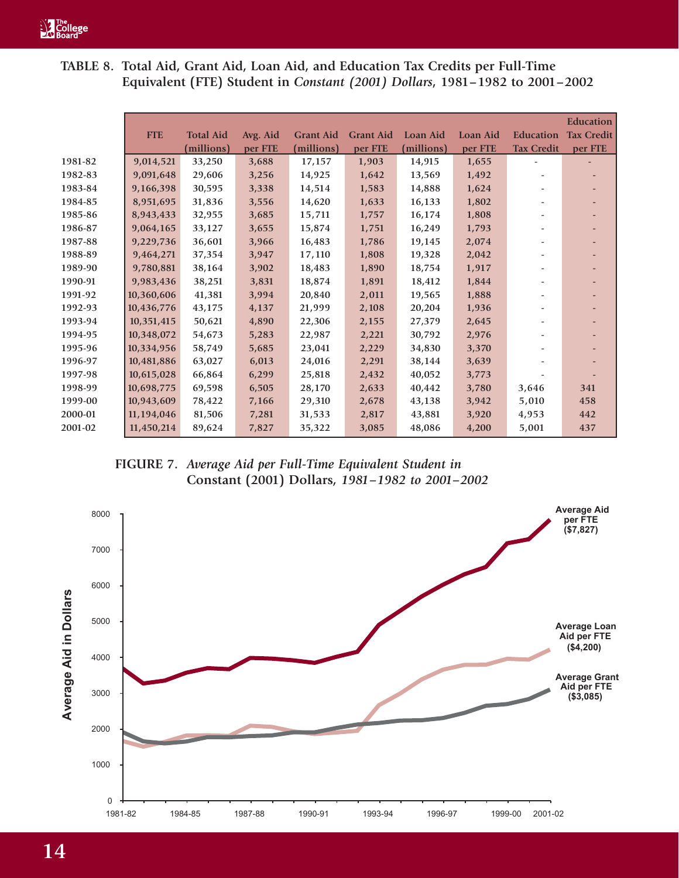**TABLE 8. Total Aid, Grant Aid, Loan Aid, and Education Tax Credits per Full-Time Equivalent (FTE) Student in *Constant (2001) Dollars*, 1981–1982 to 2001–2002**

| | FTE | Total Aid (millions) | Avg. Aid per FTE | Grant Aid (millions) | Grant Aid per FTE | Loan Aid (millions) | Loan Aid per FTE | Education Tax Credit | Education Tax Credit per FTE |
|---|---|---|---|---|---|---|---|---|---|
| 1981-82 | 9,014,521 | 33,250 | 3,688 | 17,157 | 1,903 | 14,915 | 1,655 | - | - |
| 1982-83 | 9,091,648 | 29,606 | 3,256 | 14,925 | 1,642 | 13,569 | 1,492 | - | - |
| 1983-84 | 9,166,398 | 30,595 | 3,338 | 14,514 | 1,583 | 14,888 | 1,624 | - | - |
| 1984-85 | 8,951,695 | 31,836 | 3,556 | 14,620 | 1,633 | 16,133 | 1,802 | - | - |
| 1985-86 | 8,943,433 | 32,955 | 3,685 | 15,711 | 1,757 | 16,174 | 1,808 | - | - |
| 1986-87 | 9,064,165 | 33,127 | 3,655 | 15,874 | 1,751 | 16,249 | 1,793 | - | - |
| 1987-88 | 9,229,736 | 36,601 | 3,966 | 16,483 | 1,786 | 19,145 | 2,074 | - | - |
| 1988-89 | 9,464,271 | 37,354 | 3,947 | 17,110 | 1,808 | 19,328 | 2,042 | - | - |
| 1989-90 | 9,780,881 | 38,164 | 3,902 | 18,483 | 1,890 | 18,754 | 1,917 | - | - |
| 1990-91 | 9,983,436 | 38,251 | 3,831 | 18,874 | 1,891 | 18,412 | 1,844 | - | - |
| 1991-92 | 10,360,606 | 41,381 | 3,994 | 20,840 | 2,011 | 19,565 | 1,888 | - | - |
| 1992-93 | 10,436,776 | 43,175 | 4,137 | 21,999 | 2,108 | 20,204 | 1,936 | - | - |
| 1993-94 | 10,351,415 | 50,621 | 4,890 | 22,306 | 2,155 | 27,379 | 2,645 | - | - |
| 1994-95 | 10,348,072 | 54,673 | 5,283 | 22,987 | 2,221 | 30,792 | 2,976 | - | - |
| 1995-96 | 10,334,956 | 58,749 | 5,685 | 23,041 | 2,229 | 34,830 | 3,370 | - | - |
| 1996-97 | 10,481,886 | 63,027 | 6,013 | 24,016 | 2,291 | 38,144 | 3,639 | - | - |
| 1997-98 | 10,615,028 | 66,864 | 6,299 | 25,818 | 2,432 | 40,052 | 3,773 | - | - |
| 1998-99 | 10,698,775 | 69,598 | 6,505 | 28,170 | 2,633 | 40,442 | 3,780 | 3,646 | 341 |
| 1999-00 | 10,943,609 | 78,422 | 7,166 | 29,310 | 2,678 | 43,138 | 3,942 | 5,010 | 458 |
| 2000-01 | 11,194,046 | 81,506 | 7,281 | 31,533 | 2,817 | 43,881 | 3,920 | 4,953 | 442 |
| 2001-02 | 11,450,214 | 89,624 | 7,827 | 35,322 | 3,085 | 48,086 | 4,200 | 5,001 | 437 |

**FIGURE 7.** *Average Aid per Full-Time Equivalent Student in* **Constant (2001) Dollars,** *1981–1982 to 2001–2002*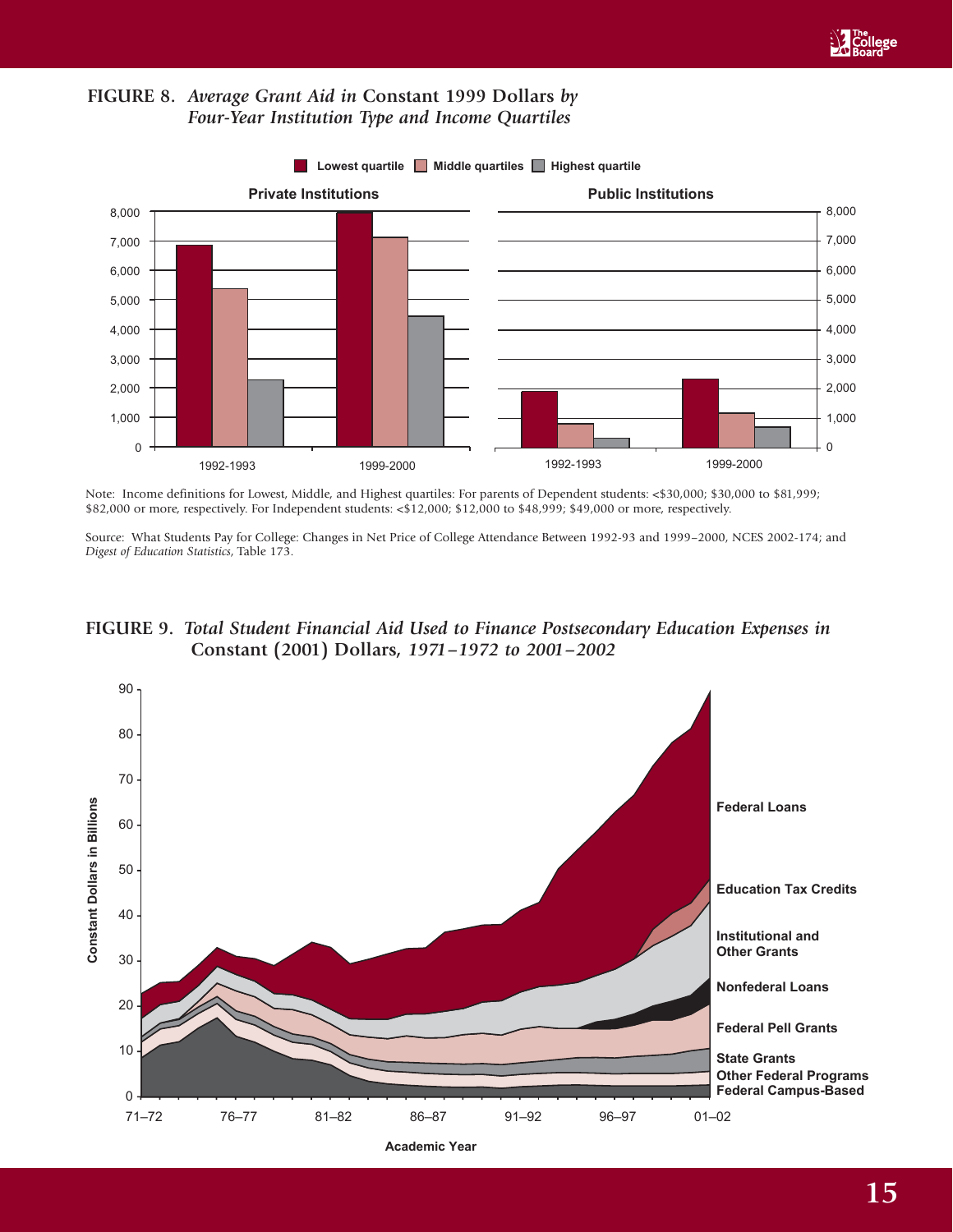**FIGURE 8.** *Average Grant Aid in* **Constant 1999 Dollars** *by Four-Year Institution Type and Income Quartiles*

Note: Income definitions for Lowest, Middle, and Highest quartiles: For parents of Dependent students: <$30,000; $30,000 to $81,999; $82,000 or more, respectively. For Independent students: <$12,000; $12,000 to $48,999; $49,000 or more, respectively.

Source: What Students Pay for College: Changes in Net Price of College Attendance Between 1992-93 and 1999–2000, NCES 2002-174; and *Digest of Education Statistics*, Table 173.

**FIGURE 9.** *Total Student Financial Aid Used to Finance Postsecondary Education Expenses in* **Constant (2001) Dollars**, *1971–1972 to 2001–2002*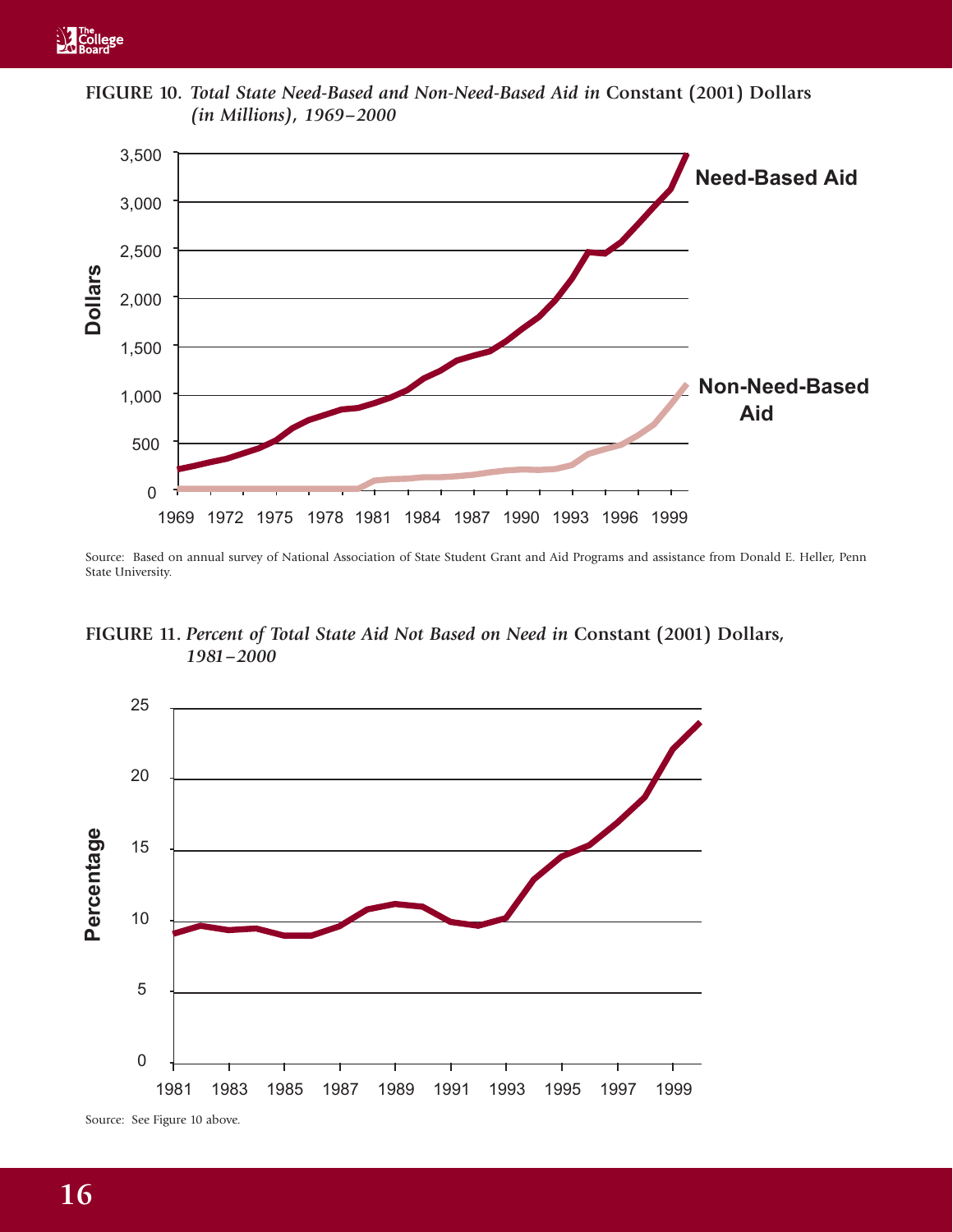**FIGURE 10.** *Total State Need-Based and Non-Need-Based Aid in* **Constant (2001) Dollars** *(in Millions), 1969–2000*

Source: Based on annual survey of National Association of State Student Grant and Aid Programs and assistance from Donald E. Heller, Penn State University.

**FIGURE 11.** *Percent of Total State Aid Not Based on Need in* **Constant (2001) Dollars,** *1981–2000*

Source: See Figure 10 above.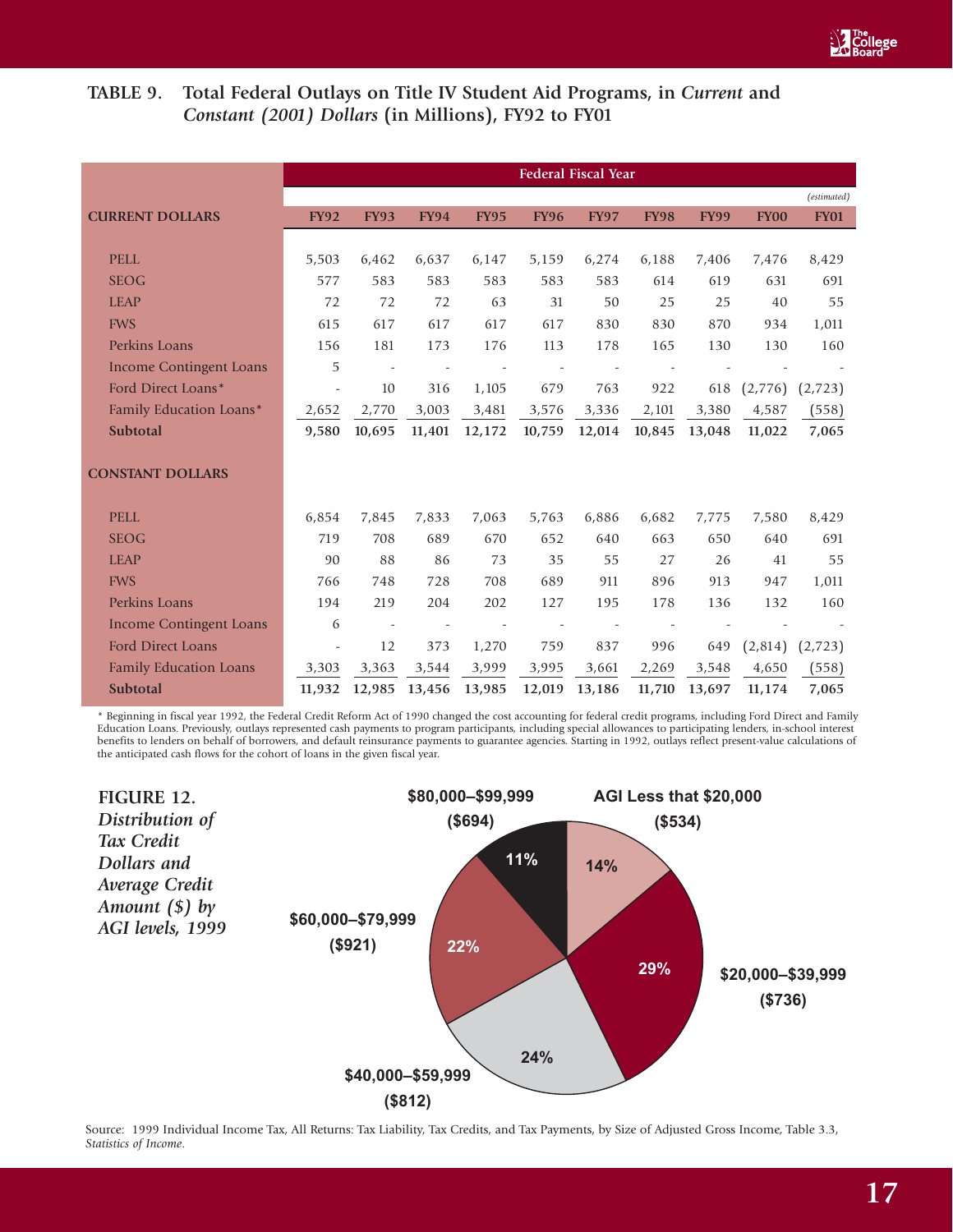## TABLE 9. Total Federal Outlays on Title IV Student Aid Programs, in *Current* and *Constant (2001) Dollars* (in Millions), FY92 to FY01

| | Federal Fiscal Year | | | | | | | | | |
|---|---|---|---|---|---|---|---|---|---|---|
| | | | | | | | | | | *(estimated)* |
| **CURRENT DOLLARS** | **FY92** | **FY93** | **FY94** | **FY95** | **FY96** | **FY97** | **FY98** | **FY99** | **FY00** | **FY01** |
| PELL | 5,503 | 6,462 | 6,637 | 6,147 | 5,159 | 6,274 | 6,188 | 7,406 | 7,476 | 8,429 |
| SEOG | 577 | 583 | 583 | 583 | 583 | 583 | 614 | 619 | 631 | 691 |
| LEAP | 72 | 72 | 72 | 63 | 31 | 50 | 25 | 25 | 40 | 55 |
| FWS | 615 | 617 | 617 | 617 | 617 | 830 | 830 | 870 | 934 | 1,011 |
| Perkins Loans | 156 | 181 | 173 | 176 | 113 | 178 | 165 | 130 | 130 | 160 |
| Income Contingent Loans | 5 | - | - | - | - | - | - | - | - | - |
| Ford Direct Loans* | - | 10 | 316 | 1,105 | 679 | 763 | 922 | 618 | (2,776) | (2,723) |
| Family Education Loans* | 2,652 | 2,770 | 3,003 | 3,481 | 3,576 | 3,336 | 2,101 | 3,380 | 4,587 | (558) |
| **Subtotal** | **9,580** | **10,695** | **11,401** | **12,172** | **10,759** | **12,014** | **10,845** | **13,048** | **11,022** | **7,065** |
| **CONSTANT DOLLARS** | | | | | | | | | | |
| PELL | 6,854 | 7,845 | 7,833 | 7,063 | 5,763 | 6,886 | 6,682 | 7,775 | 7,580 | 8,429 |
| SEOG | 719 | 708 | 689 | 670 | 652 | 640 | 663 | 650 | 640 | 691 |
| LEAP | 90 | 88 | 86 | 73 | 35 | 55 | 27 | 26 | 41 | 55 |
| FWS | 766 | 748 | 728 | 708 | 689 | 911 | 896 | 913 | 947 | 1,011 |
| Perkins Loans | 194 | 219 | 204 | 202 | 127 | 195 | 178 | 136 | 132 | 160 |
| Income Contingent Loans | 6 | - | - | - | - | - | - | - | - | - |
| Ford Direct Loans | - | 12 | 373 | 1,270 | 759 | 837 | 996 | 649 | (2,814) | (2,723) |
| Family Education Loans | 3,303 | 3,363 | 3,544 | 3,999 | 3,995 | 3,661 | 2,269 | 3,548 | 4,650 | (558) |
| **Subtotal** | **11,932** | **12,985** | **13,456** | **13,985** | **12,019** | **13,186** | **11,710** | **13,697** | **11,174** | **7,065** |

\* Beginning in fiscal year 1992, the Federal Credit Reform Act of 1990 changed the cost accounting for federal credit programs, including Ford Direct and Family Education Loans. Previously, outlays represented cash payments to program participants, including special allowances to participating lenders, in-school interest benefits to lenders on behalf of borrowers, and default reinsurance payments to guarantee agencies. Starting in 1992, outlays reflect present-value calculations of the anticipated cash flows for the cohort of loans in the given fiscal year.

**FIGURE 12.** *Distribution of Tax Credit Dollars and Average Credit Amount ($) by AGI levels, 1999*

| AGI Level | Share of Tax Credit Dollars | Average Credit Amount |
|---|---|---|
| AGI Less that $20,000 | 14% | ($534) |
| $20,000–$39,999 | 29% | ($736) |
| $40,000–$59,999 | 24% | ($812) |
| $60,000–$79,999 | 22% | ($921) |
| $80,000–$99,999 | 11% | ($694) |

Source: 1999 Individual Income Tax, All Returns: Tax Liability, Tax Credits, and Tax Payments, by Size of Adjusted Gross Income, Table 3.3, *Statistics of Income*.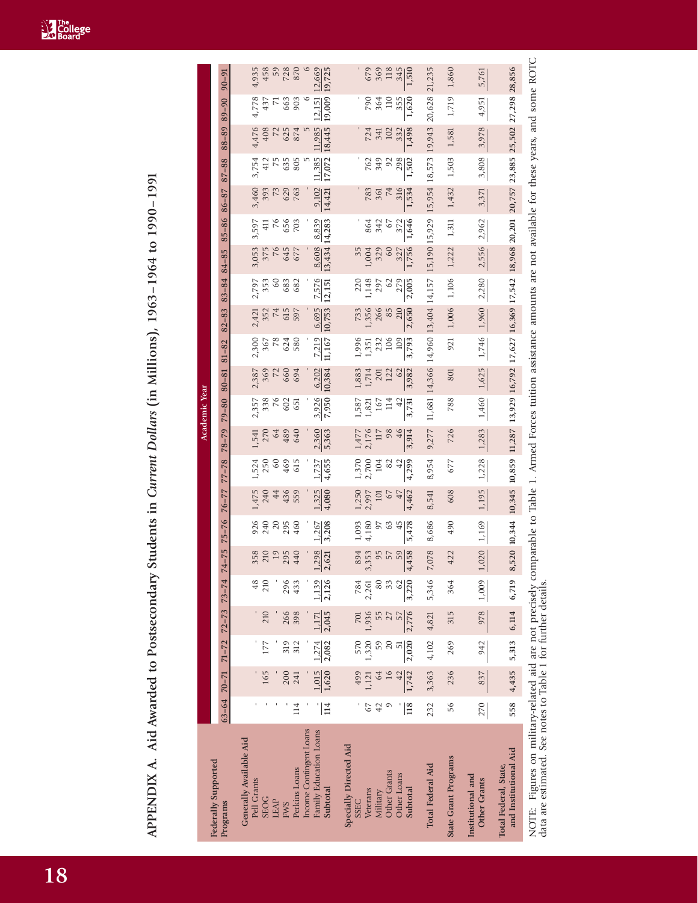# APPENDIX A. Aid Awarded to Postsecondary Students in *Current Dollars* (in Millions), 1963–1964 to 1990–1991

| Federally Supported Programs | Academic Year | | | | | | | | | | | | | | | | | | | | | |
|---|---|---|---|---|---|---|---|---|---|---|---|---|---|---|---|---|---|---|---|---|---|---|
| | 63–64 | 70–71 | 71–72 | 72–73 | 73–74 | 74–75 | 75–76 | 76–77 | 77–78 | 78–79 | 79–80 | 80–81 | 81–82 | 82–83 | 83–84 | 84–85 | 85–86 | 86–87 | 87–88 | 88–89 | 89–90 | 90–91 |
| **Generally Available Aid** | | | | | | | | | | | | | | | | | | | | | | |
| Pell Grants | - | - | - | - | 48 | 358 | 926 | 1,475 | 1,524 | 1,541 | 2,357 | 2,387 | 2,300 | 2,421 | 2,797 | 3,053 | 3,597 | 3,460 | 3,754 | 4,476 | 4,778 | 4,935 |
| SEOG | - | 165 | 177 | 210 | 210 | 210 | 240 | 240 | 250 | 270 | 338 | 369 | 367 | 352 | 353 | 375 | 411 | 393 | 412 | 408 | 437 | 458 |
| LEAP | - | - | - | - | - | 19 | 20 | 44 | 60 | 64 | 76 | 72 | 78 | 74 | 60 | 76 | 76 | 73 | 75 | 72 | 71 | 59 |
| FWS | - | 200 | 319 | 266 | 296 | 295 | 295 | 436 | 469 | 489 | 602 | 660 | 624 | 615 | 683 | 645 | 656 | 629 | 635 | 625 | 663 | 728 |
| Perkins Loans | 114 | 241 | 312 | 398 | 433 | 440 | 460 | 559 | 615 | 640 | 651 | 694 | 580 | 597 | 682 | 677 | 703 | 763 | 805 | 874 | 903 | 870 |
| Income Contingent Loans | - | - | - | - | - | - | - | - | - | - | - | - | - | - | - | - | - | - | 5 | 5 | 6 | 6 |
| Family Education Loans | - | 1,015 | 1,274 | 1,171 | 1,139 | 1,298 | 1,267 | 1,325 | 1,737 | 2,360 | 3,926 | 6,202 | 7,219 | 6,695 | 7,576 | 8,608 | 8,839 | 9,102 | 11,385 | 11,985 | 12,151 | 12,669 |
| **Subtotal** | 114 | 1,620 | 2,082 | 2,045 | 2,126 | 2,621 | 3,208 | 4,080 | 4,655 | 5,363 | 7,950 | 10,384 | 11,167 | 10,753 | 12,151 | 13,434 | 14,283 | 14,421 | 17,072 | 18,445 | 19,009 | 19,725 |
| **Specially Directed Aid** | | | | | | | | | | | | | | | | | | | | | | |
| SSEC | - | 499 | 570 | 701 | 784 | 894 | 1,093 | 1,250 | 1,370 | 1,477 | 1,587 | 1,883 | 1,996 | 733 | 220 | 35 | - | - | - | - | - | - |
| Veterans | 67 | 1,121 | 1,320 | 1,936 | 2,261 | 3,353 | 4,180 | 2,997 | 2,700 | 2,176 | 1,821 | 1,714 | 1,351 | 1,356 | 1,148 | 1,004 | 864 | 783 | 762 | 724 | 790 | 679 |
| Military | 42 | 64 | 59 | 55 | 80 | 95 | 97 | 101 | 104 | 117 | 167 | 201 | 232 | 266 | 297 | 329 | 342 | 361 | 349 | 341 | 364 | 369 |
| Other Grants | 9 | 16 | 20 | 27 | 33 | 57 | 63 | 67 | 82 | 98 | 114 | 122 | 106 | 85 | 62 | 60 | 67 | 74 | 92 | 102 | 110 | 118 |
| Other Loans | - | 42 | 51 | 57 | 62 | 59 | 45 | 47 | 42 | 46 | 42 | 62 | 109 | 210 | 279 | 327 | 372 | 316 | 298 | 332 | 355 | 345 |
| **Subtotal** | 118 | 1,742 | 2,020 | 2,776 | 3,220 | 4,458 | 5,478 | 4,462 | 4,299 | 3,914 | 3,731 | 3,982 | 3,793 | 2,650 | 2,005 | 1,756 | 1,646 | 1,534 | 1,502 | 1,498 | 1,620 | 1,510 |
| **Total Federal Aid** | 232 | 3,363 | 4,102 | 4,821 | 5,346 | 7,078 | 8,686 | 8,541 | 8,954 | 9,277 | 11,681 | 14,366 | 14,960 | 13,404 | 14,157 | 15,190 | 15,929 | 15,954 | 18,573 | 19,943 | 20,628 | 21,235 |
| **State Grant Programs** | 56 | 236 | 269 | 315 | 364 | 422 | 490 | 608 | 677 | 726 | 788 | 801 | 921 | 1,006 | 1,106 | 1,222 | 1,311 | 1,432 | 1,503 | 1,581 | 1,719 | 1,860 |
| **Institutional and Other Grants** | 270 | 837 | 942 | 978 | 1,009 | 1,020 | 1,169 | 1,195 | 1,228 | 1,283 | 1,460 | 1,625 | 1,746 | 1,960 | 2,280 | 2,556 | 2,962 | 3,371 | 3,808 | 3,978 | 4,951 | 5,761 |
| **Total Federal, State, and Institutional Aid** | 558 | 4,435 | 5,313 | 6,114 | 6,719 | 8,520 | 10,344 | 10,345 | 10,859 | 11,287 | 13,929 | 16,792 | 17,627 | 16,369 | 17,542 | 18,968 | 20,201 | 20,757 | 23,885 | 25,502 | 27,298 | 28,856 |

NOTE: Figures on military-related aid are not precisely comparable to Table 1. Armed Forces tuition assistance amounts are not available for these years, and some ROTC data are estimated. See notes to Table 1 for further details.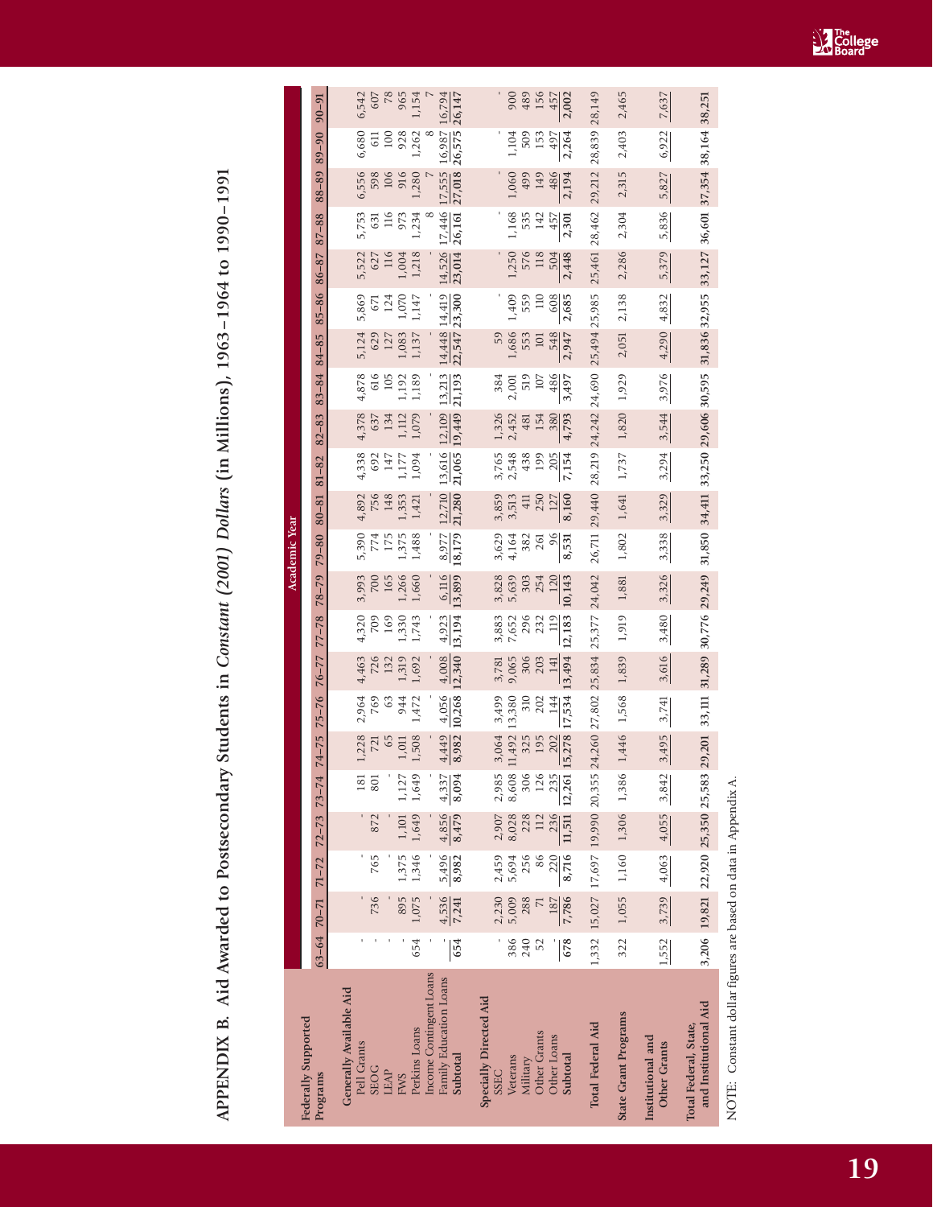# APPENDIX B. Aid Awarded to Postsecondary Students in *Constant (2001) Dollars* (in Millions), 1963–1964 to 1990–1991

| Federally Supported Programs | Academic Year | | | | | | | | | | | | | | | | | | | | | |
|---|---|---|---|---|---|---|---|---|---|---|---|---|---|---|---|---|---|---|---|---|---|---|
| | 63–64 | 70–71 | 71–72 | 72–73 | 73–74 | 74–75 | 75–76 | 76–77 | 77–78 | 78–79 | 79–80 | 80–81 | 81–82 | 82–83 | 83–84 | 84–85 | 85–86 | 86–87 | 87–88 | 88–89 | 89–90 | 90–91 |
| **Generally Available Aid** | | | | | | | | | | | | | | | | | | | | | | |
| Pell Grants | - | - | - | - | 181 | 1,228 | 2,964 | 4,463 | 4,320 | 3,993 | 5,390 | 4,892 | 4,338 | 4,378 | 4,878 | 5,124 | 5,869 | 5,522 | 5,753 | 6,556 | 6,680 | 6,542 |
| SEOG | - | 736 | 765 | 872 | 801 | 721 | 769 | 726 | 709 | 700 | 774 | 756 | 692 | 637 | 616 | 629 | 671 | 627 | 631 | 598 | 611 | 607 |
| LEAP | - | - | - | - | - | 65 | 63 | 132 | 169 | 165 | 175 | 148 | 147 | 134 | 105 | 127 | 124 | 116 | 116 | 106 | 100 | 78 |
| FWS | - | 895 | 1,375 | 1,101 | 1,127 | 1,011 | 944 | 1,319 | 1,330 | 1,266 | 1,375 | 1,353 | 1,177 | 1,112 | 1,192 | 1,083 | 1,070 | 1,004 | 973 | 916 | 928 | 965 |
| Perkins Loans | 654 | 1,075 | 1,346 | 1,649 | 1,649 | 1,508 | 1,472 | 1,692 | 1,743 | 1,660 | 1,488 | 1,421 | 1,094 | 1,079 | 1,189 | 1,137 | 1,147 | 1,218 | 1,234 | 1,280 | 1,262 | 1,154 |
| Income Contingent Loans | - | - | - | - | - | - | - | - | - | - | - | - | - | - | - | - | - | - | 8 | 7 | 8 | 7 |
| Family Education Loans | - | 4,536 | 5,496 | 4,856 | 4,337 | 4,449 | 4,056 | 4,008 | 4,923 | 6,116 | 8,977 | 12,710 | 13,616 | 12,109 | 13,213 | 14,448 | 14,419 | 14,526 | 17,446 | 17,555 | 16,987 | 16,794 |
| **Subtotal** | 654 | 7,241 | 8,982 | 8,479 | 8,094 | 8,982 | 10,268 | 12,340 | 13,194 | 13,899 | 18,179 | 21,280 | 21,065 | 19,449 | 21,193 | 22,547 | 23,300 | 23,014 | 26,161 | 27,018 | 26,575 | 26,147 |
| **Specially Directed Aid** | | | | | | | | | | | | | | | | | | | | | | |
| SSEC | - | 2,230 | 2,459 | 2,907 | 2,985 | 3,064 | 3,499 | 3,781 | 3,883 | 3,828 | 3,629 | 3,859 | 3,765 | 1,326 | 384 | 59 | - | - | - | - | - | - |
| Veterans | 386 | 5,009 | 5,694 | 8,028 | 8,608 | 11,492 | 13,380 | 9,065 | 7,652 | 5,639 | 4,164 | 3,513 | 2,548 | 2,452 | 2,001 | 1,686 | 1,409 | 1,250 | 1,168 | 1,060 | 1,104 | 900 |
| Military | 240 | 288 | 256 | 228 | 306 | 325 | 310 | 306 | 296 | 303 | 382 | 411 | 438 | 481 | 519 | 553 | 559 | 576 | 535 | 499 | 509 | 489 |
| Other Grants | 52 | 71 | 86 | 112 | 126 | 195 | 202 | 203 | 232 | 254 | 261 | 250 | 199 | 154 | 107 | 101 | 110 | 118 | 142 | 149 | 153 | 156 |
| Other Loans | - | 187 | 220 | 236 | 235 | 202 | 144 | 141 | 119 | 120 | 96 | 127 | 205 | 380 | 486 | 548 | 608 | 504 | 457 | 486 | 497 | 457 |
| **Subtotal** | 678 | 7,786 | 8,716 | 11,511 | 12,261 | 15,278 | 17,534 | 13,494 | 12,183 | 10,143 | 8,531 | 8,160 | 7,154 | 4,793 | 3,497 | 2,947 | 2,685 | 2,448 | 2,301 | 2,194 | 2,264 | 2,002 |
| **Total Federal Aid** | 1,332 | 15,027 | 17,697 | 19,990 | 20,355 | 24,260 | 27,802 | 25,834 | 25,377 | 24,042 | 26,711 | 29,440 | 28,219 | 24,242 | 24,690 | 25,494 | 25,985 | 25,461 | 28,462 | 29,212 | 28,839 | 28,149 |
| **State Grant Programs** | 322 | 1,055 | 1,160 | 1,306 | 1,386 | 1,446 | 1,568 | 1,839 | 1,919 | 1,881 | 1,802 | 1,641 | 1,737 | 1,820 | 1,929 | 2,051 | 2,138 | 2,286 | 2,304 | 2,315 | 2,403 | 2,465 |
| **Institutional and Other Grants** | 1,552 | 3,739 | 4,063 | 4,055 | 3,842 | 3,495 | 3,741 | 3,616 | 3,480 | 3,326 | 3,338 | 3,329 | 3,294 | 3,544 | 3,976 | 4,290 | 4,832 | 5,379 | 5,836 | 5,827 | 6,922 | 7,637 |
| **Total Federal, State, and Institutional Aid** | 3,206 | 19,821 | 22,920 | 25,350 | 25,583 | 29,201 | 33,111 | 31,289 | 30,776 | 29,249 | 31,850 | 34,411 | 33,250 | 29,606 | 30,595 | 31,836 | 32,955 | 33,127 | 36,601 | 37,354 | 38,164 | 38,251 |

NOTE: Constant dollar figures are based on data in Appendix A.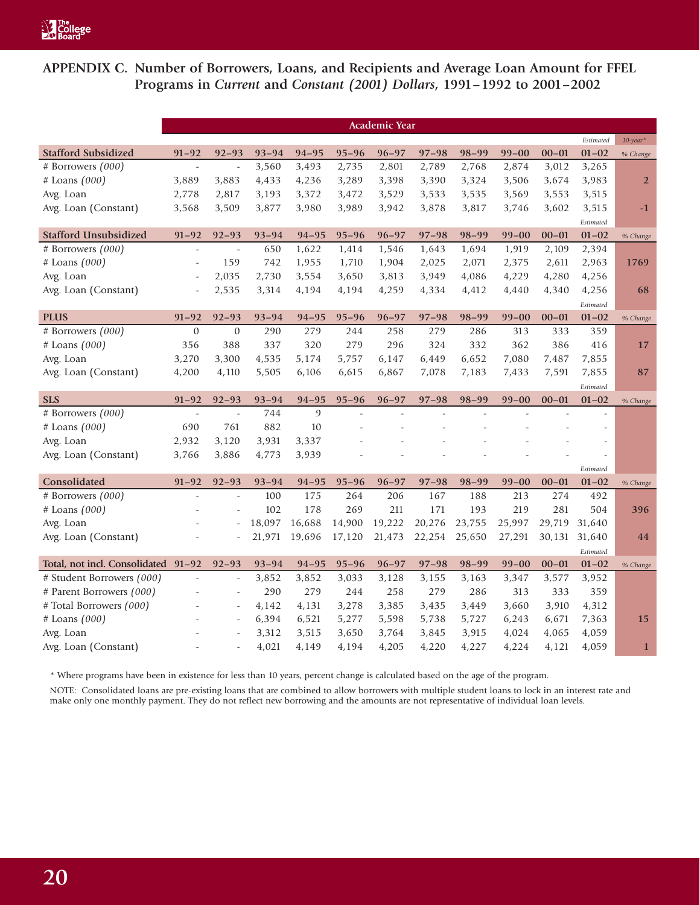## APPENDIX C. Number of Borrowers, Loans, and Recipients and Average Loan Amount for FFEL Programs in *Current* and *Constant (2001) Dollars*, 1991–1992 to 2001–2002

| | Academic Year | | | | | | | | | | | |
|---|---|---|---|---|---|---|---|---|---|---|---|---|
| **Stafford Subsidized** | **91–92** | **92–93** | **93–94** | **94–95** | **95–96** | **96–97** | **97–98** | **98–99** | **99–00** | **00–01** | *Estimated* **01–02** | *10-year\** *% Change* |
| # Borrowers *(000)* | - | - | 3,560 | 3,493 | 2,735 | 2,801 | 2,789 | 2,768 | 2,874 | 3,012 | 3,265 | |
| # Loans *(000)* | 3,889 | 3,883 | 4,433 | 4,236 | 3,289 | 3,398 | 3,390 | 3,324 | 3,506 | 3,674 | 3,983 | 2 |
| Avg. Loan | 2,778 | 2,817 | 3,193 | 3,372 | 3,472 | 3,529 | 3,533 | 3,535 | 3,569 | 3,553 | 3,515 | |
| Avg. Loan (Constant) | 3,568 | 3,509 | 3,877 | 3,980 | 3,989 | 3,942 | 3,878 | 3,817 | 3,746 | 3,602 | 3,515 | -1 |
| **Stafford Unsubsidized** | **91–92** | **92–93** | **93–94** | **94–95** | **95–96** | **96–97** | **97–98** | **98–99** | **99–00** | **00–01** | *Estimated* **01–02** | *% Change* |
| # Borrowers *(000)* | - | - | 650 | 1,622 | 1,414 | 1,546 | 1,643 | 1,694 | 1,919 | 2,109 | 2,394 | |
| # Loans *(000)* | - | 159 | 742 | 1,955 | 1,710 | 1,904 | 2,025 | 2,071 | 2,375 | 2,611 | 2,963 | 1769 |
| Avg. Loan | - | 2,035 | 2,730 | 3,554 | 3,650 | 3,813 | 3,949 | 4,086 | 4,229 | 4,280 | 4,256 | |
| Avg. Loan (Constant) | - | 2,535 | 3,314 | 4,194 | 4,194 | 4,259 | 4,334 | 4,412 | 4,440 | 4,340 | 4,256 | 68 |
| **PLUS** | **91–92** | **92–93** | **93–94** | **94–95** | **95–96** | **96–97** | **97–98** | **98–99** | **99–00** | **00–01** | *Estimated* **01–02** | *% Change* |
| # Borrowers *(000)* | 0 | 0 | 290 | 279 | 244 | 258 | 279 | 286 | 313 | 333 | 359 | |
| # Loans *(000)* | 356 | 388 | 337 | 320 | 279 | 296 | 324 | 332 | 362 | 386 | 416 | 17 |
| Avg. Loan | 3,270 | 3,300 | 4,535 | 5,174 | 5,757 | 6,147 | 6,449 | 6,652 | 7,080 | 7,487 | 7,855 | |
| Avg. Loan (Constant) | 4,200 | 4,110 | 5,505 | 6,106 | 6,615 | 6,867 | 7,078 | 7,183 | 7,433 | 7,591 | 7,855 | 87 |
| **SLS** | **91–92** | **92–93** | **93–94** | **94–95** | **95–96** | **96–97** | **97–98** | **98–99** | **99–00** | **00–01** | *Estimated* **01–02** | *% Change* |
| # Borrowers *(000)* | - | - | 744 | 9 | - | - | - | - | - | - | - | |
| # Loans *(000)* | 690 | 761 | 882 | 10 | - | - | - | - | - | - | - | |
| Avg. Loan | 2,932 | 3,120 | 3,931 | 3,337 | - | - | - | - | - | - | - | |
| Avg. Loan (Constant) | 3,766 | 3,886 | 4,773 | 3,939 | - | - | - | - | - | - | - | |
| **Consolidated** | **91–92** | **92–93** | **93–94** | **94–95** | **95–96** | **96–97** | **97–98** | **98–99** | **99–00** | **00–01** | *Estimated* **01–02** | *% Change* |
| # Borrowers *(000)* | - | - | 100 | 175 | 264 | 206 | 167 | 188 | 213 | 274 | 492 | |
| # Loans *(000)* | - | - | 102 | 178 | 269 | 211 | 171 | 193 | 219 | 281 | 504 | 396 |
| Avg. Loan | - | - | 18,097 | 16,688 | 14,900 | 19,222 | 20,276 | 23,755 | 25,997 | 29,719 | 31,640 | |
| Avg. Loan (Constant) | - | - | 21,971 | 19,696 | 17,120 | 21,473 | 22,254 | 25,650 | 27,291 | 30,131 | 31,640 | 44 |
| **Total, not incl. Consolidated** | **91–92** | **92–93** | **93–94** | **94–95** | **95–96** | **96–97** | **97–98** | **98–99** | **99–00** | **00–01** | *Estimated* **01–02** | *% Change* |
| # Student Borrowers *(000)* | - | - | 3,852 | 3,852 | 3,033 | 3,128 | 3,155 | 3,163 | 3,347 | 3,577 | 3,952 | |
| # Parent Borrowers *(000)* | - | - | 290 | 279 | 244 | 258 | 279 | 286 | 313 | 333 | 359 | |
| # Total Borrowers *(000)* | - | - | 4,142 | 4,131 | 3,278 | 3,385 | 3,435 | 3,449 | 3,660 | 3,910 | 4,312 | |
| # Loans *(000)* | - | - | 6,394 | 6,521 | 5,277 | 5,598 | 5,738 | 5,727 | 6,243 | 6,671 | 7,363 | 15 |
| Avg. Loan | - | - | 3,312 | 3,515 | 3,650 | 3,764 | 3,845 | 3,915 | 4,024 | 4,065 | 4,059 | |
| Avg. Loan (Constant) | - | - | 4,021 | 4,149 | 4,194 | 4,205 | 4,220 | 4,227 | 4,224 | 4,121 | 4,059 | 1 |

\* Where programs have been in existence for less than 10 years, percent change is calculated based on the age of the program.

NOTE: Consolidated loans are pre-existing loans that are combined to allow borrowers with multiple student loans to lock in an interest rate and make only one monthly payment. They do not reflect new borrowing and the amounts are not representative of individual loan levels.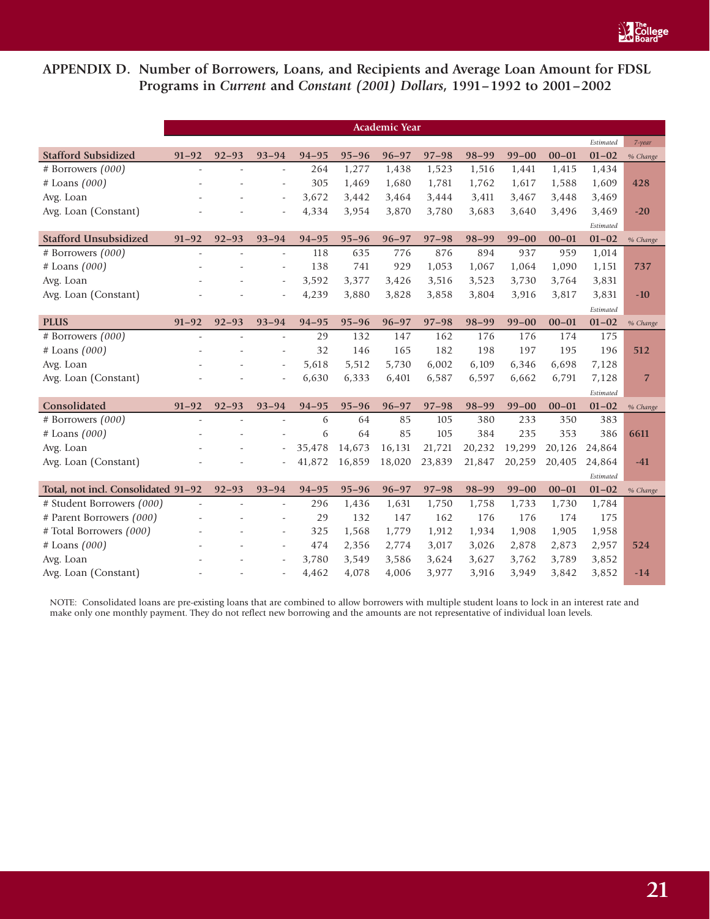## APPENDIX D. Number of Borrowers, Loans, and Recipients and Average Loan Amount for FDSL Programs in *Current* and *Constant (2001) Dollars*, 1991–1992 to 2001–2002

| | Academic Year | | | | | | | | | | | |
|---|---|---|---|---|---|---|---|---|---|---|---|---|
| | | | | | | | | | | | *Estimated* | *7-year* |
| **Stafford Subsidized** | **91–92** | **92–93** | **93–94** | **94–95** | **95–96** | **96–97** | **97–98** | **98–99** | **99–00** | **00–01** | **01–02** | *% Change* |
| # Borrowers *(000)* | - | - | - | 264 | 1,277 | 1,438 | 1,523 | 1,516 | 1,441 | 1,415 | 1,434 | |
| # Loans *(000)* | - | - | - | 305 | 1,469 | 1,680 | 1,781 | 1,762 | 1,617 | 1,588 | 1,609 | **428** |
| Avg. Loan | - | - | - | 3,672 | 3,442 | 3,464 | 3,444 | 3,411 | 3,467 | 3,448 | 3,469 | |
| Avg. Loan (Constant) | - | - | - | 4,334 | 3,954 | 3,870 | 3,780 | 3,683 | 3,640 | 3,496 | 3,469 | **-20** |
| | | | | | | | | | | | *Estimated* | |
| **Stafford Unsubsidized** | **91–92** | **92–93** | **93–94** | **94–95** | **95–96** | **96–97** | **97–98** | **98–99** | **99–00** | **00–01** | **01–02** | *% Change* |
| # Borrowers *(000)* | - | - | - | 118 | 635 | 776 | 876 | 894 | 937 | 959 | 1,014 | |
| # Loans *(000)* | - | - | - | 138 | 741 | 929 | 1,053 | 1,067 | 1,064 | 1,090 | 1,151 | **737** |
| Avg. Loan | - | - | - | 3,592 | 3,377 | 3,426 | 3,516 | 3,523 | 3,730 | 3,764 | 3,831 | |
| Avg. Loan (Constant) | - | - | - | 4,239 | 3,880 | 3,828 | 3,858 | 3,804 | 3,916 | 3,817 | 3,831 | **-10** |
| | | | | | | | | | | | *Estimated* | |
| **PLUS** | **91–92** | **92–93** | **93–94** | **94–95** | **95–96** | **96–97** | **97–98** | **98–99** | **99–00** | **00–01** | **01–02** | *% Change* |
| # Borrowers *(000)* | - | - | - | 29 | 132 | 147 | 162 | 176 | 176 | 174 | 175 | |
| # Loans *(000)* | - | - | - | 32 | 146 | 165 | 182 | 198 | 197 | 195 | 196 | **512** |
| Avg. Loan | - | - | - | 5,618 | 5,512 | 5,730 | 6,002 | 6,109 | 6,346 | 6,698 | 7,128 | |
| Avg. Loan (Constant) | - | - | - | 6,630 | 6,333 | 6,401 | 6,587 | 6,597 | 6,662 | 6,791 | 7,128 | **7** |
| | | | | | | | | | | | *Estimated* | |
| **Consolidated** | **91–92** | **92–93** | **93–94** | **94–95** | **95–96** | **96–97** | **97–98** | **98–99** | **99–00** | **00–01** | **01–02** | *% Change* |
| # Borrowers *(000)* | - | - | - | 6 | 64 | 85 | 105 | 380 | 233 | 350 | 383 | |
| # Loans *(000)* | - | - | - | 6 | 64 | 85 | 105 | 384 | 235 | 353 | 386 | **6611** |
| Avg. Loan | - | - | - | 35,478 | 14,673 | 16,131 | 21,721 | 20,232 | 19,299 | 20,126 | 24,864 | |
| Avg. Loan (Constant) | - | - | - | 41,872 | 16,859 | 18,020 | 23,839 | 21,847 | 20,259 | 20,405 | 24,864 | **-41** |
| | | | | | | | | | | | *Estimated* | |
| **Total, not incl. Consolidated** | **91–92** | **92–93** | **93–94** | **94–95** | **95–96** | **96–97** | **97–98** | **98–99** | **99–00** | **00–01** | **01–02** | *% Change* |
| # Student Borrowers *(000)* | - | - | - | 296 | 1,436 | 1,631 | 1,750 | 1,758 | 1,733 | 1,730 | 1,784 | |
| # Parent Borrowers *(000)* | - | - | - | 29 | 132 | 147 | 162 | 176 | 176 | 174 | 175 | |
| # Total Borrowers *(000)* | - | - | - | 325 | 1,568 | 1,779 | 1,912 | 1,934 | 1,908 | 1,905 | 1,958 | |
| # Loans *(000)* | - | - | - | 474 | 2,356 | 2,774 | 3,017 | 3,026 | 2,878 | 2,873 | 2,957 | **524** |
| Avg. Loan | - | - | - | 3,780 | 3,549 | 3,586 | 3,624 | 3,627 | 3,762 | 3,789 | 3,852 | |
| Avg. Loan (Constant) | - | - | - | 4,462 | 4,078 | 4,006 | 3,977 | 3,916 | 3,949 | 3,842 | 3,852 | **-14** |

NOTE: Consolidated loans are pre-existing loans that are combined to allow borrowers with multiple student loans to lock in an interest rate and make only one monthly payment. They do not reflect new borrowing and the amounts are not representative of individual loan levels.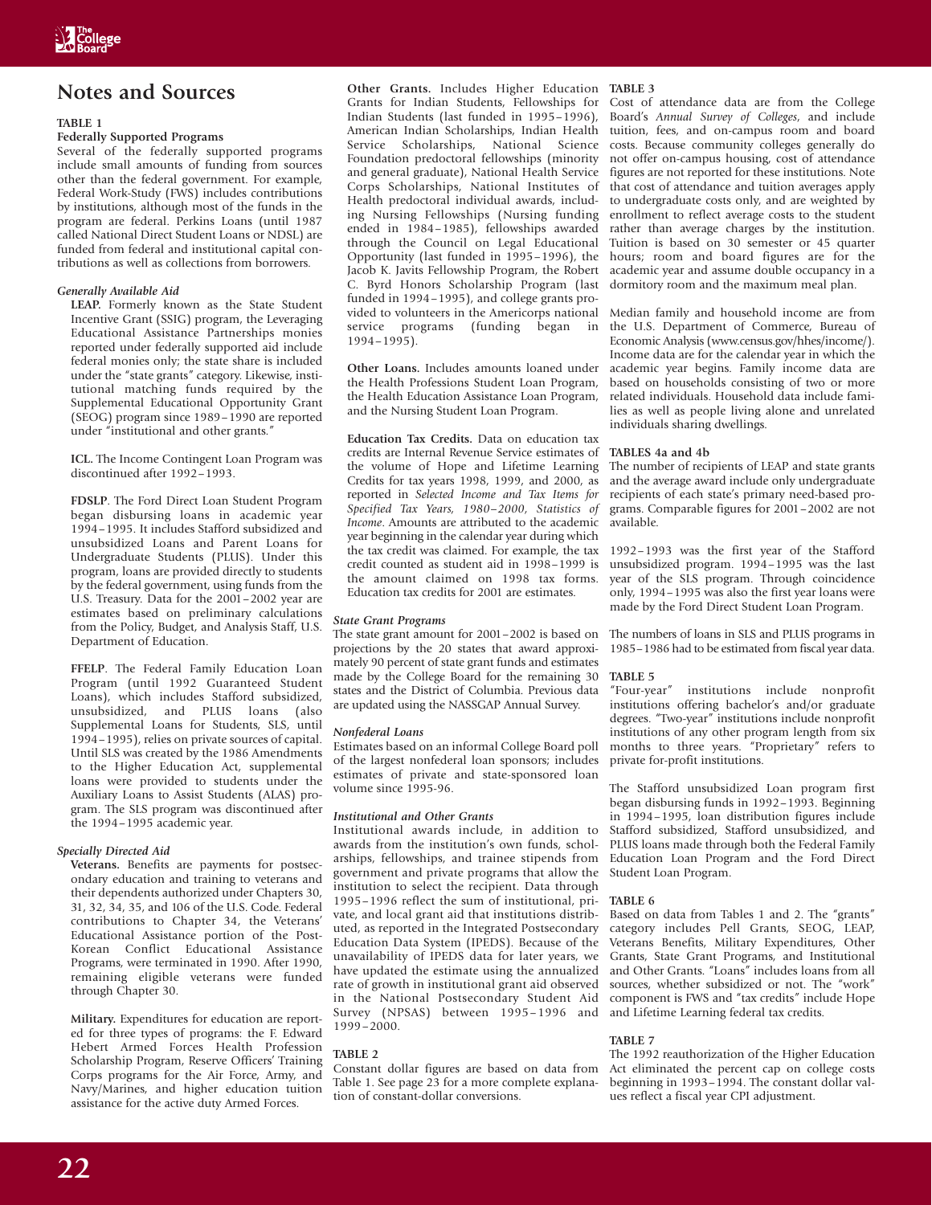# Notes and Sources

### TABLE 1

**Federally Supported Programs**

Several of the federally supported programs include small amounts of funding from sources other than the federal government. For example, Federal Work-Study (FWS) includes contributions by institutions, although most of the funds in the program are federal. Perkins Loans (until 1987 called National Direct Student Loans or NDSL) are funded from federal and institutional capital contributions as well as collections from borrowers.

*Generally Available Aid*

**LEAP.** Formerly known as the State Student Incentive Grant (SSIG) program, the Leveraging Educational Assistance Partnerships monies reported under federally supported aid include federal monies only; the state share is included under the "state grants" category. Likewise, institutional matching funds required by the Supplemental Educational Opportunity Grant (SEOG) program since 1989–1990 are reported under "institutional and other grants."

**ICL.** The Income Contingent Loan Program was discontinued after 1992–1993.

**FDSLP**. The Ford Direct Loan Student Program began disbursing loans in academic year 1994–1995. It includes Stafford subsidized and unsubsidized Loans and Parent Loans for Undergraduate Students (PLUS). Under this program, loans are provided directly to students by the federal government, using funds from the U.S. Treasury. Data for the 2001–2002 year are estimates based on preliminary calculations from the Policy, Budget, and Analysis Staff, U.S. Department of Education.

**FFELP**. The Federal Family Education Loan Program (until 1992 Guaranteed Student Loans), which includes Stafford subsidized, unsubsidized, and PLUS loans (also Supplemental Loans for Students, SLS, until 1994–1995), relies on private sources of capital. Until SLS was created by the 1986 Amendments to the Higher Education Act, supplemental loans were provided to students under the Auxiliary Loans to Assist Students (ALAS) program. The SLS program was discontinued after the 1994–1995 academic year.

*Specially Directed Aid*

**Veterans.** Benefits are payments for postsecondary education and training to veterans and their dependents authorized under Chapters 30, 31, 32, 34, 35, and 106 of the U.S. Code. Federal contributions to Chapter 34, the Veterans' Educational Assistance portion of the Post-Korean Conflict Educational Assistance Programs, were terminated in 1990. After 1990, remaining eligible veterans were funded through Chapter 30.

**Military.** Expenditures for education are reported for three types of programs: the F. Edward Hebert Armed Forces Health Profession Scholarship Program, Reserve Officers' Training Corps programs for the Air Force, Army, and Navy/Marines, and higher education tuition assistance for the active duty Armed Forces.

**Other Grants.** Includes Higher Education Grants for Indian Students, Fellowships for Indian Students (last funded in 1995–1996), American Indian Scholarships, Indian Health Service Scholarships, National Science Foundation predoctoral fellowships (minority and general graduate), National Health Service Corps Scholarships, National Institutes of Health predoctoral individual awards, including Nursing Fellowships (Nursing funding ended in 1984–1985), fellowships awarded through the Council on Legal Educational Opportunity (last funded in 1995–1996), the Jacob K. Javits Fellowship Program, the Robert C. Byrd Honors Scholarship Program (last funded in 1994–1995), and college grants provided to volunteers in the Americorps national service programs (funding began in 1994–1995).

**Other Loans.** Includes amounts loaned under the Health Professions Student Loan Program, the Health Education Assistance Loan Program, and the Nursing Student Loan Program.

**Education Tax Credits.** Data on education tax credits are Internal Revenue Service estimates of the volume of Hope and Lifetime Learning Credits for tax years 1998, 1999, and 2000, as reported in *Selected Income and Tax Items for Specified Tax Years, 1980–2000, Statistics of Income*. Amounts are attributed to the academic year beginning in the calendar year during which the tax credit was claimed. For example, the tax credit counted as student aid in 1998–1999 is the amount claimed on 1998 tax forms. Education tax credits for 2001 are estimates.

*State Grant Programs*

The state grant amount for 2001–2002 is based on projections by the 20 states that award approximately 90 percent of state grant funds and estimates made by the College Board for the remaining 30 states and the District of Columbia. Previous data are updated using the NASSGAP Annual Survey.

*Nonfederal Loans*

Estimates based on an informal College Board poll of the largest nonfederal loan sponsors; includes estimates of private and state-sponsored loan volume since 1995-96.

*Institutional and Other Grants*

Institutional awards include, in addition to awards from the institution's own funds, scholarships, fellowships, and trainee stipends from government and private programs that allow the institution to select the recipient. Data through 1995–1996 reflect the sum of institutional, private, and local grant aid that institutions distributed, as reported in the Integrated Postsecondary Education Data System (IPEDS). Because of the unavailability of IPEDS data for later years, we have updated the estimate using the annualized rate of growth in institutional grant aid observed in the National Postsecondary Student Aid Survey (NPSAS) between 1995–1996 and 1999–2000.

### TABLE 2

Constant dollar figures are based on data from Table 1. See page 23 for a more complete explanation of constant-dollar conversions.

### TABLE 3

Cost of attendance data are from the College Board's *Annual Survey of Colleges*, and include tuition, fees, and on-campus room and board costs. Because community colleges generally do not offer on-campus housing, cost of attendance figures are not reported for these institutions. Note that cost of attendance and tuition averages apply to undergraduate costs only, and are weighted by enrollment to reflect average costs to the student rather than average charges by the institution. Tuition is based on 30 semester or 45 quarter hours; room and board figures are for the academic year and assume double occupancy in a dormitory room and the maximum meal plan.

Median family and household income are from the U.S. Department of Commerce, Bureau of Economic Analysis (www.census.gov/hhes/income/). Income data are for the calendar year in which the academic year begins. Family income data are based on households consisting of two or more related individuals. Household data include families as well as people living alone and unrelated individuals sharing dwellings.

### TABLES 4a and 4b

The number of recipients of LEAP and state grants and the average award include only undergraduate recipients of each state's primary need-based programs. Comparable figures for 2001–2002 are not available.

1992–1993 was the first year of the Stafford unsubsidized program. 1994–1995 was the last year of the SLS program. Through coincidence only, 1994–1995 was also the first year loans were made by the Ford Direct Student Loan Program.

The numbers of loans in SLS and PLUS programs in 1985–1986 had to be estimated from fiscal year data.

### TABLE 5

"Four-year" institutions include nonprofit institutions offering bachelor's and/or graduate degrees. "Two-year" institutions include nonprofit institutions of any other program length from six months to three years. "Proprietary" refers to private for-profit institutions.

The Stafford unsubsidized Loan program first began disbursing funds in 1992–1993. Beginning in 1994–1995, loan distribution figures include Stafford subsidized, Stafford unsubsidized, and PLUS loans made through both the Federal Family Education Loan Program and the Ford Direct Student Loan Program.

### TABLE 6

Based on data from Tables 1 and 2. The "grants" category includes Pell Grants, SEOG, LEAP, Veterans Benefits, Military Expenditures, Other Grants, State Grant Programs, and Institutional and Other Grants. "Loans" includes loans from all sources, whether subsidized or not. The "work" component is FWS and "tax credits" include Hope and Lifetime Learning federal tax credits.

### TABLE 7

The 1992 reauthorization of the Higher Education Act eliminated the percent cap on college costs beginning in 1993–1994. The constant dollar values reflect a fiscal year CPI adjustment.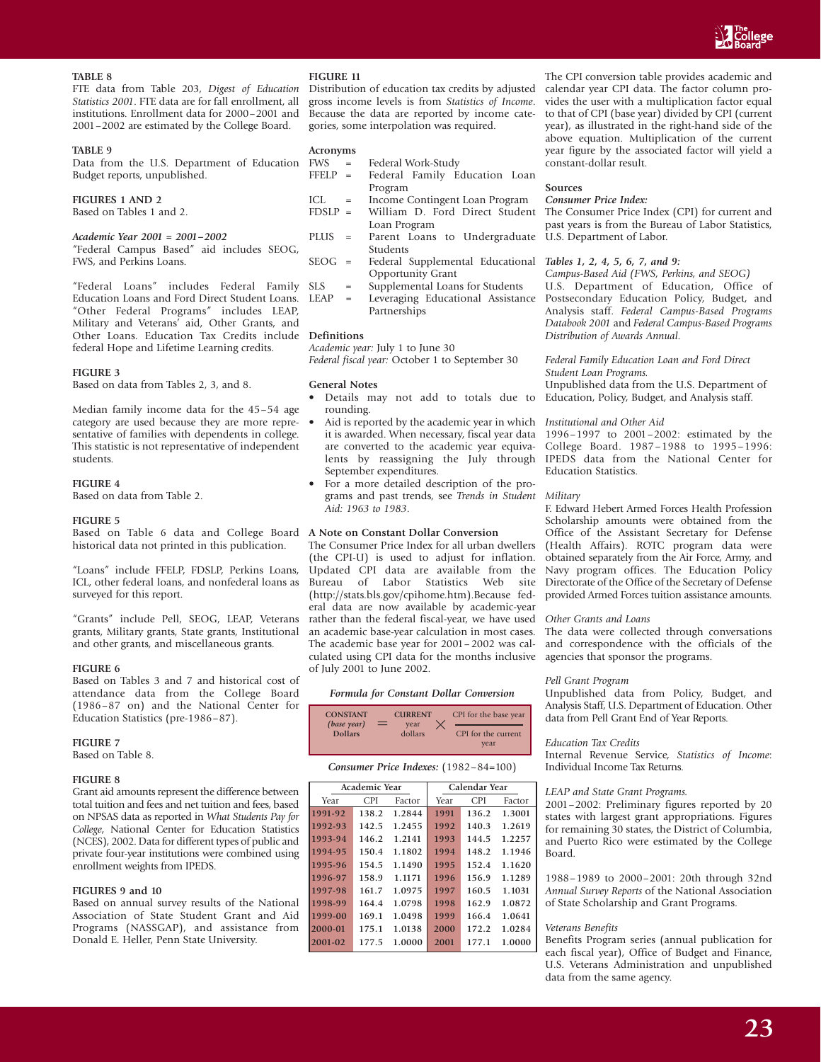**TABLE 8**
FTE data from Table 203, *Digest of Education Statistics 2001*. FTE data are for fall enrollment, all institutions. Enrollment data for 2000–2001 and 2001–2002 are estimated by the College Board.

**TABLE 9**
Data from the U.S. Department of Education Budget reports, unpublished.

**FIGURES 1 AND 2**
Based on Tables 1 and 2.

***Academic Year 2001 = 2001–2002***
"Federal Campus Based" aid includes SEOG, FWS, and Perkins Loans.

"Federal Loans" includes Federal Family Education Loans and Ford Direct Student Loans. "Other Federal Programs" includes LEAP, Military and Veterans' aid, and Other Grants, and Other Loans. Education Tax Credits include federal Hope and Lifetime Learning credits.

**FIGURE 3**
Based on data from Tables 2, 3, and 8.

Median family income data for the 45–54 age category are used because they are more representative of families with dependents in college. This statistic is not representative of independent students.

**FIGURE 4**
Based on data from Table 2.

**FIGURE 5**
Based on Table 6 data and College Board historical data not printed in this publication.

"Loans" include FFELP, FDSLP, Perkins Loans, ICL, other federal loans, and nonfederal loans as surveyed for this report.

"Grants" include Pell, SEOG, LEAP, Veterans grants, Military grants, State grants, Institutional and other grants, and miscellaneous grants.

**FIGURE 6**
Based on Tables 3 and 7 and historical cost of attendance data from the College Board (1986–87 on) and the National Center for Education Statistics (pre-1986–87).

**FIGURE 7**
Based on Table 8.

**FIGURE 8**
Grant aid amounts represent the difference between total tuition and fees and net tuition and fees, based on NPSAS data as reported in *What Students Pay for College*, National Center for Education Statistics (NCES), 2002. Data for different types of public and private four-year institutions were combined using enrollment weights from IPEDS.

**FIGURES 9 and 10**
Based on annual survey results of the National Association of State Student Grant and Aid Programs (NASSGAP), and assistance from Donald E. Heller, Penn State University.

**FIGURE 11**
Distribution of education tax credits by adjusted gross income levels is from *Statistics of Income*. Because the data are reported by income categories, some interpolation was required.

**Acronyms**

- FWS = Federal Work-Study
- FFELP = Federal Family Education Loan Program
- ICL = Income Contingent Loan Program
- FDSLP = William D. Ford Direct Student Loan Program
- PLUS = Parent Loans to Undergraduate Students
- SEOG = Federal Supplemental Educational Opportunity Grant
- SLS = Supplemental Loans for Students
- LEAP = Leveraging Educational Assistance Partnerships

**Definitions**

*Academic year:* July 1 to June 30
*Federal fiscal year:* October 1 to September 30

**General Notes**

- Details may not add to totals due to rounding.
- Aid is reported by the academic year in which it is awarded. When necessary, fiscal year data are converted to the academic year equivalents by reassigning the July through September expenditures.
- For a more detailed description of the programs and past trends, see *Trends in Student Aid: 1963 to 1983*.

**A Note on Constant Dollar Conversion**

The Consumer Price Index for all urban dwellers (the CPI-U) is used to adjust for inflation. Updated CPI data are available from the Bureau of Labor Statistics Web site (http://stats.bls.gov/cpihome.htm).Because federal data are now available by academic-year rather than the federal fiscal-year, we have used an academic base-year calculation in most cases. The academic base year for 2001–2002 was calculated using CPI data for the months inclusive of July 2001 to June 2002.

***Formula for Constant Dollar Conversion***

$$\text{CONSTANT (base year) Dollars} = \text{CURRENT year dollars} \times \frac{\text{CPI for the base year}}{\text{CPI for the current year}}$$

***Consumer Price Indexes:*** (1982–84=100)

| Academic Year | | | Calendar Year | | |
|---|---|---|---|---|---|
| Year | CPI | Factor | Year | CPI | Factor |
| 1991-92 | 138.2 | 1.2844 | 1991 | 136.2 | 1.3001 |
| 1992-93 | 142.5 | 1.2455 | 1992 | 140.3 | 1.2619 |
| 1993-94 | 146.2 | 1.2141 | 1993 | 144.5 | 1.2257 |
| 1994-95 | 150.4 | 1.1802 | 1994 | 148.2 | 1.1946 |
| 1995-96 | 154.5 | 1.1490 | 1995 | 152.4 | 1.1620 |
| 1996-97 | 158.9 | 1.1171 | 1996 | 156.9 | 1.1289 |
| 1997-98 | 161.7 | 1.0975 | 1997 | 160.5 | 1.1031 |
| 1998-99 | 164.4 | 1.0798 | 1998 | 162.9 | 1.0872 |
| 1999-00 | 169.1 | 1.0498 | 1999 | 166.4 | 1.0641 |
| 2000-01 | 175.1 | 1.0138 | 2000 | 172.2 | 1.0284 |
| 2001-02 | 177.5 | 1.0000 | 2001 | 177.1 | 1.0000 |

The CPI conversion table provides academic and calendar year CPI data. The factor column provides the user with a multiplication factor equal to that of CPI (base year) divided by CPI (current year), as illustrated in the right-hand side of the above equation. Multiplication of the current year figure by the associated factor will yield a constant-dollar result.

**Sources**

***Consumer Price Index:***
The Consumer Price Index (CPI) for current and past years is from the Bureau of Labor Statistics, U.S. Department of Labor.

***Tables 1, 2, 4, 5, 6, 7, and 9:***
*Campus-Based Aid (FWS, Perkins, and SEOG)*
U.S. Department of Education, Office of Postsecondary Education Policy, Budget, and Analysis staff. *Federal Campus-Based Programs Databook 2001* and *Federal Campus-Based Programs Distribution of Awards Annual*.

*Federal Family Education Loan and Ford Direct Student Loan Programs.*
Unpublished data from the U.S. Department of Education, Policy, Budget, and Analysis staff.

*Institutional and Other Aid*
1996–1997 to 2001–2002: estimated by the College Board. 1987–1988 to 1995–1996: IPEDS data from the National Center for Education Statistics.

*Military*
F. Edward Hebert Armed Forces Health Profession Scholarship amounts were obtained from the Office of the Assistant Secretary for Defense (Health Affairs). ROTC program data were obtained separately from the Air Force, Army, and Navy program offices. The Education Policy Directorate of the Office of the Secretary of Defense provided Armed Forces tuition assistance amounts.

*Other Grants and Loans*
The data were collected through conversations and correspondence with the officials of the agencies that sponsor the programs.

*Pell Grant Program*
Unpublished data from Policy, Budget, and Analysis Staff, U.S. Department of Education. Other data from Pell Grant End of Year Reports.

*Education Tax Credits*
Internal Revenue Service, *Statistics of Income*: Individual Income Tax Returns.

*LEAP and State Grant Programs.*
2001–2002: Preliminary figures reported by 20 states with largest grant appropriations. Figures for remaining 30 states, the District of Columbia, and Puerto Rico were estimated by the College Board.

1988–1989 to 2000–2001: 20th through 32nd *Annual Survey Reports* of the National Association of State Scholarship and Grant Programs.

*Veterans Benefits*
Benefits Program series (annual publication for each fiscal year), Office of Budget and Finance, U.S. Veterans Administration and unpublished data from the same agency.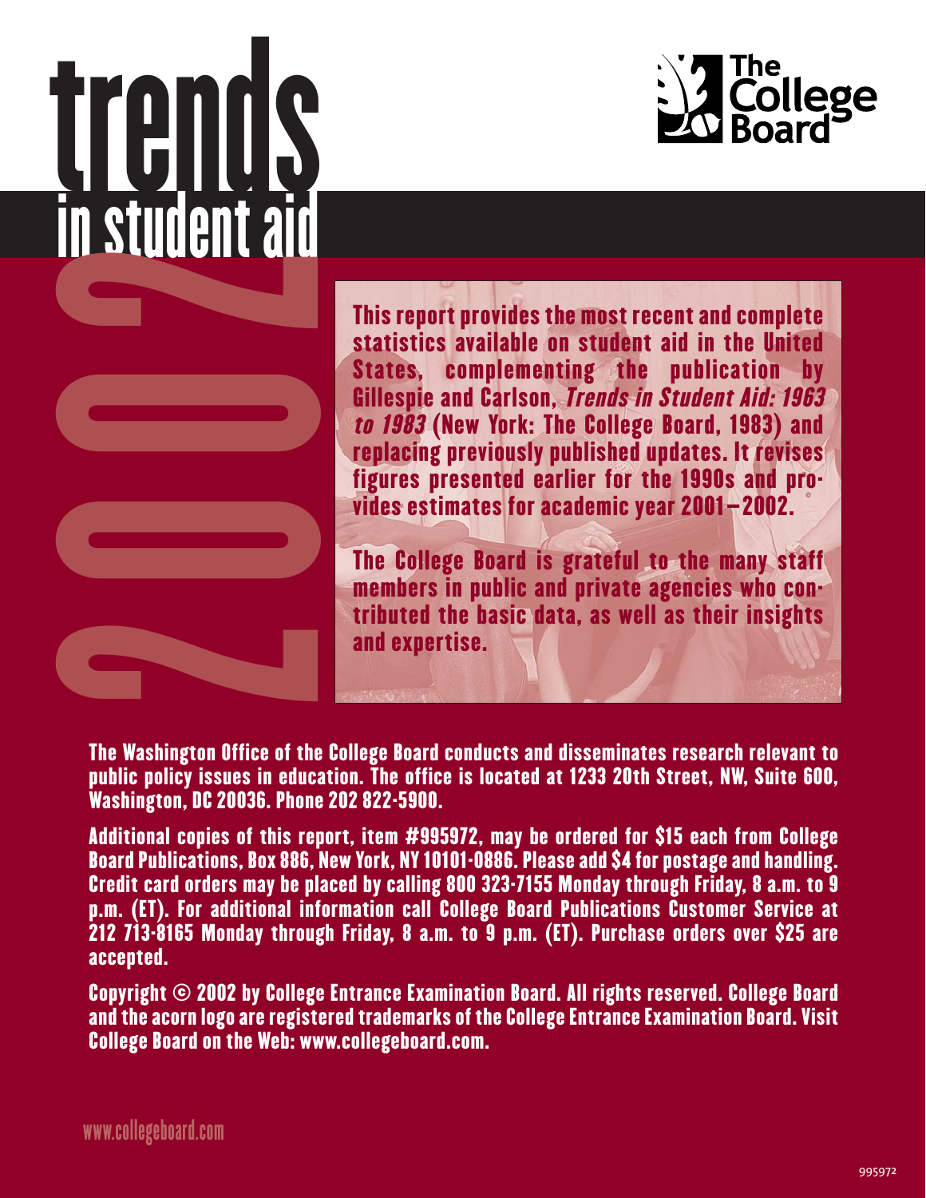# trends in student aid 2002

**The College Board**

This report provides the most recent and complete statistics available on student aid in the United States, complementing the publication by Gillespie and Carlson, *Trends in Student Aid: 1963 to 1983* (New York: The College Board, 1983) and replacing previously published updates. It revises figures presented earlier for the 1990s and provides estimates for academic year 2001–2002.

The College Board is grateful to the many staff members in public and private agencies who contributed the basic data, as well as their insights and expertise.

The Washington Office of the College Board conducts and disseminates research relevant to public policy issues in education. The office is located at 1233 20th Street, NW, Suite 600, Washington, DC 20036. Phone 202 822-5900.

Additional copies of this report, item #995972, may be ordered for $15 each from College Board Publications, Box 886, New York, NY 10101-0886. Please add $4 for postage and handling. Credit card orders may be placed by calling 800 323-7155 Monday through Friday, 8 a.m. to 9 p.m. (ET). For additional information call College Board Publications Customer Service at 212 713-8165 Monday through Friday, 8 a.m. to 9 p.m. (ET). Purchase orders over $25 are accepted.

Copyright © 2002 by College Entrance Examination Board. All rights reserved. College Board and the acorn logo are registered trademarks of the College Entrance Examination Board. Visit College Board on the Web: www.collegeboard.com.

www.collegeboard.com

995972